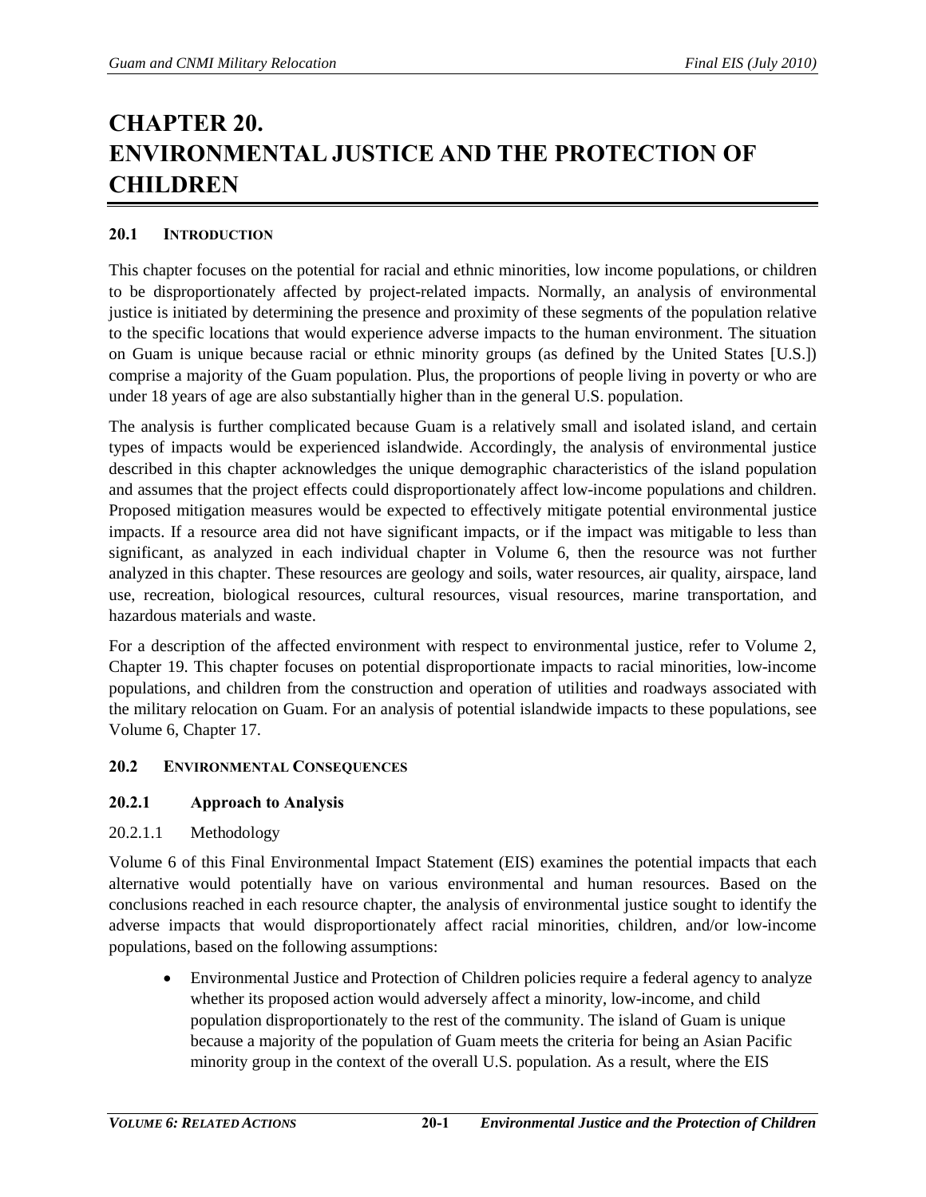# CHAPTER 20. ENVIRONMENTAL JUSTICE AND THE PROTECTION OF CHILDREN

## 20.1 INTRODUCTION

This chapter focuses on the potential for racial and ethnic minorities, low income populations, or children to be disproportionately affected by project-related impacts. Normally, an analysis of environmental justice is initiated by determining the presence and proximity of these segments of the population relative to the specific locations that would experience adverse impacts to the human environment. The situation on Guam is unique because racial or ethnic minority groups (as defined by the United States [U.S.]) comprise a majority of the Guam population. Plus, the proportions of people living in poverty or who are under 18 years of age are also substantially higher than in the general U.S. population.

The analysis is further complicated because Guam is a relatively small and isolated island, and certain types of impacts would be experienced islandwide. Accordingly, the analysis of environmental justice described in this chapter acknowledges the unique demographic characteristics of the island population and assumes that the project effects could disproportionately affect low-income populations and children. Proposed mitigation measures would be expected to effectively mitigate potential environmental justice impacts. If a resource area did not have significant impacts, or if the impact was mitigable to less than significant, as analyzed in each individual chapter in Volume 6, then the resource was not further analyzed in this chapter. These resources are geology and soils, water resources, air quality, airspace, land use, recreation, biological resources, cultural resources, visual resources, marine transportation, and hazardous materials and waste.

For a description of the affected environment with respect to environmental justice, refer to Volume 2, Chapter 19. This chapter focuses on potential disproportionate impacts to racial minorities, low-income populations, and children from the construction and operation of utilities and roadways associated with the military relocation on Guam. For an analysis of potential islandwide impacts to these populations, see Volume 6, Chapter 17.

## 20.2 ENVIRONMENTAL CONSEQUENCES

### 20.2.1 Approach to Analysis

#### 20.2.1.1 Methodology

Volume 6 of this Final Environmental Impact Statement (EIS) examines the potential impacts that each alternative would potentially have on various environmental and human resources. Based on the conclusions reached in each resource chapter, the analysis of environmental justice sought to identify the adverse impacts that would disproportionately affect racial minorities, children, and/or low-income populations, based on the following assumptions:

- Environmental Justice and Protection of Children policies require a federal agency to analyze whether its proposed action would adversely affect a minority, low-income, and child population disproportionately to the rest of the community. The island of Guam is unique because a majority of the population of Guam meets the criteria for being an Asian Pacific minority group in the context of the overall U.S. population. As a result, where the EIS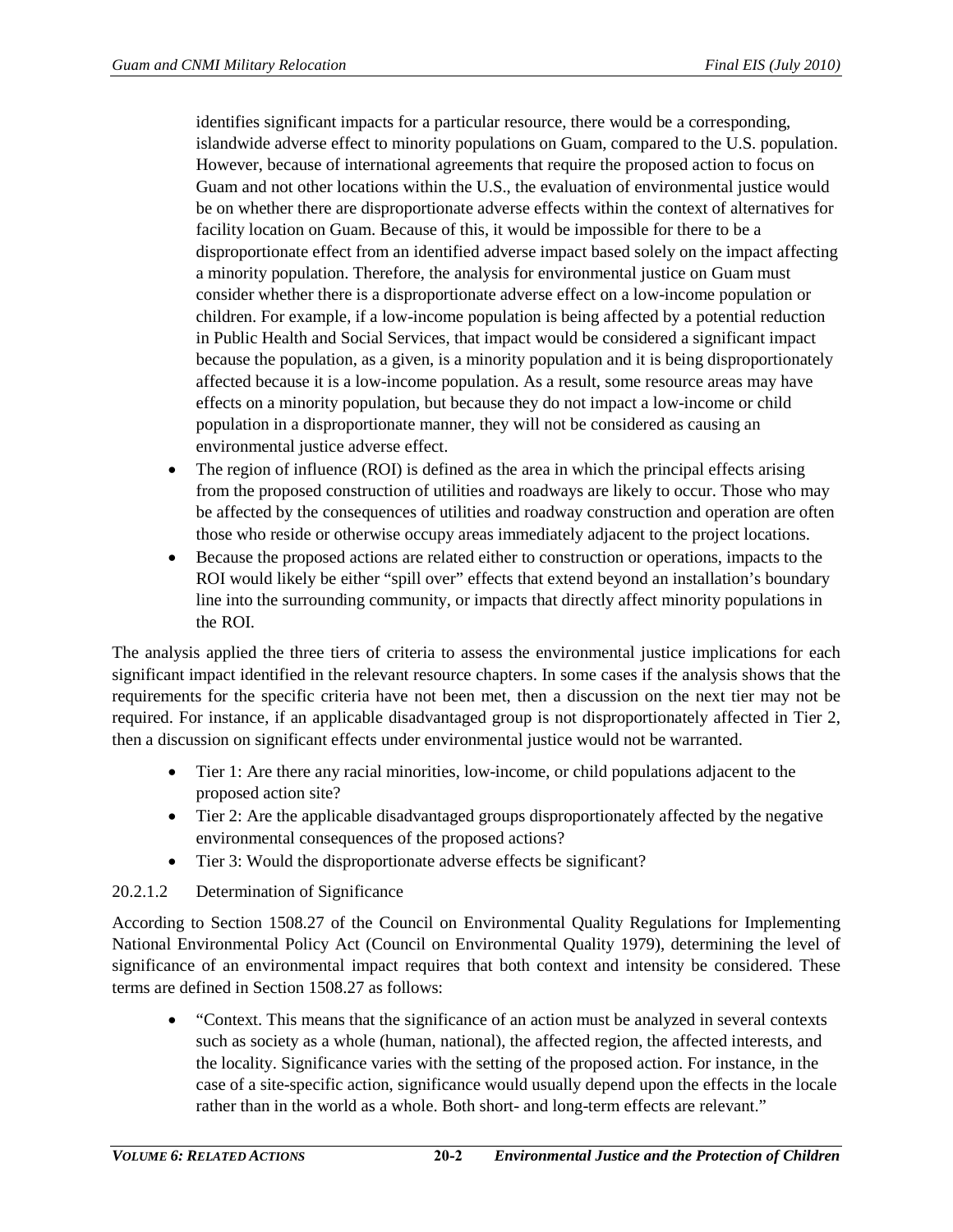identifies significant impacts for a particular resource, there would be a corresponding, islandwide adverse effect to minority populations on Guam, compared to the U.S. population. However, because of international agreements that require the proposed action to focus on Guam and not other locations within the U.S., the evaluation of environmental justice would be on whether there are disproportionate adverse effects within the context of alternatives for facility location on Guam. Because of this, it would be impossible for there to be a disproportionate effect from an identified adverse impact based solely on the impact affecting a minority population. Therefore, the analysis for environmental justice on Guam must consider whether there is a disproportionate adverse effect on a low-income population or children. For example, if a low-income population is being affected by a potential reduction in Public Health and Social Services, that impact would be considered a significant impact because the population, as a given, is a minority population and it is being disproportionately affected because it is a low-income population. As a result, some resource areas may have effects on a minority population, but because they do not impact a low-income or child population in a disproportionate manner, they will not be considered as causing an environmental justice adverse effect.

- The region of influence (ROI) is defined as the area in which the principal effects arising from the proposed construction of utilities and roadways are likely to occur. Those who may be affected by the consequences of utilities and roadway construction and operation are often those who reside or otherwise occupy areas immediately adjacent to the project locations.
- Because the proposed actions are related either to construction or operations, impacts to the ROI would likely be either "spill over" effects that extend beyond an installation's boundary line into the surrounding community, or impacts that directly affect minority populations in the ROI.

The analysis applied the three tiers of criteria to assess the environmental justice implications for each significant impact identified in the relevant resource chapters. In some cases if the analysis shows that the requirements for the specific criteria have not been met, then a discussion on the next tier may not be required. For instance, if an applicable disadvantaged group is not disproportionately affected in Tier 2, then a discussion on significant effects under environmental justice would not be warranted.

- Tier 1: Are there any racial minorities, low-income, or child populations adjacent to the proposed action site?
- Tier 2: Are the applicable disadvantaged groups disproportionately affected by the negative environmental consequences of the proposed actions?
- Tier 3: Would the disproportionate adverse effects be significant?

#### 20.2.1.2 Determination of Significance

According to Section 1508.27 of the Council on Environmental Quality Regulations for Implementing National Environmental Policy Act (Council on Environmental Quality 1979), determining the level of significance of an environmental impact requires that both context and intensity be considered. These terms are defined in Section 1508.27 as follows:

- "Context. This means that the significance of an action must be analyzed in several contexts such as society as a whole (human, national), the affected region, the affected interests, and the locality. Significance varies with the setting of the proposed action. For instance, in the case of a site-specific action, significance would usually depend upon the effects in the locale rather than in the world as a whole. Both short- and long-term effects are relevant."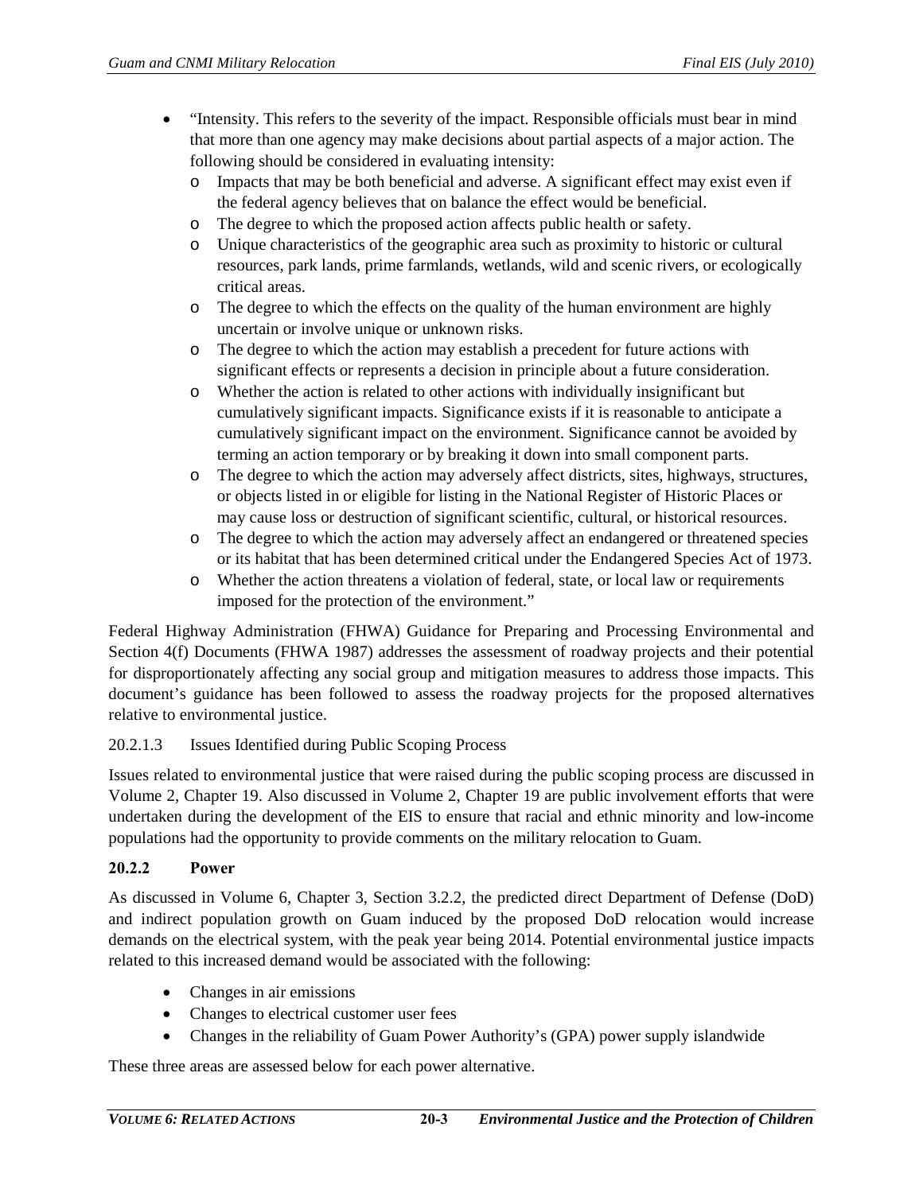- "Intensity. This refers to the severity of the impact. Responsible officials must bear in mind that more than one agency may make decisions about partial aspects of a major action. The following should be considered in evaluating intensity:
  - Impacts that may be both beneficial and adverse. A significant effect may exist even if the federal agency believes that on balance the effect would be beneficial.
  - The degree to which the proposed action affects public health or safety.
  - Unique characteristics of the geographic area such as proximity to historic or cultural resources, park lands, prime farmlands, wetlands, wild and scenic rivers, or ecologically critical areas.
  - The degree to which the effects on the quality of the human environment are highly uncertain or involve unique or unknown risks.
  - The degree to which the action may establish a precedent for future actions with significant effects or represents a decision in principle about a future consideration.
  - Whether the action is related to other actions with individually insignificant but cumulatively significant impacts. Significance exists if it is reasonable to anticipate a cumulatively significant impact on the environment. Significance cannot be avoided by terming an action temporary or by breaking it down into small component parts.
  - The degree to which the action may adversely affect districts, sites, highways, structures, or objects listed in or eligible for listing in the National Register of Historic Places or may cause loss or destruction of significant scientific, cultural, or historical resources.
  - The degree to which the action may adversely affect an endangered or threatened species or its habitat that has been determined critical under the Endangered Species Act of 1973.
  - Whether the action threatens a violation of federal, state, or local law or requirements imposed for the protection of the environment."

Federal Highway Administration (FHWA) Guidance for Preparing and Processing Environmental and Section 4(f) Documents (FHWA 1987) addresses the assessment of roadway projects and their potential for disproportionately affecting any social group and mitigation measures to address those impacts. This document's guidance has been followed to assess the roadway projects for the proposed alternatives relative to environmental justice.

#### 20.2.1.3 Issues Identified during Public Scoping Process

Issues related to environmental justice that were raised during the public scoping process are discussed in Volume 2, Chapter 19. Also discussed in Volume 2, Chapter 19 are public involvement efforts that were undertaken during the development of the EIS to ensure that racial and ethnic minority and low-income populations had the opportunity to provide comments on the military relocation to Guam.

### 20.2.2 Power

As discussed in Volume 6, Chapter 3, Section 3.2.2, the predicted direct Department of Defense (DoD) and indirect population growth on Guam induced by the proposed DoD relocation would increase demands on the electrical system, with the peak year being 2014. Potential environmental justice impacts related to this increased demand would be associated with the following:

- Changes in air emissions
- Changes to electrical customer user fees
- Changes in the reliability of Guam Power Authority's (GPA) power supply islandwide

These three areas are assessed below for each power alternative.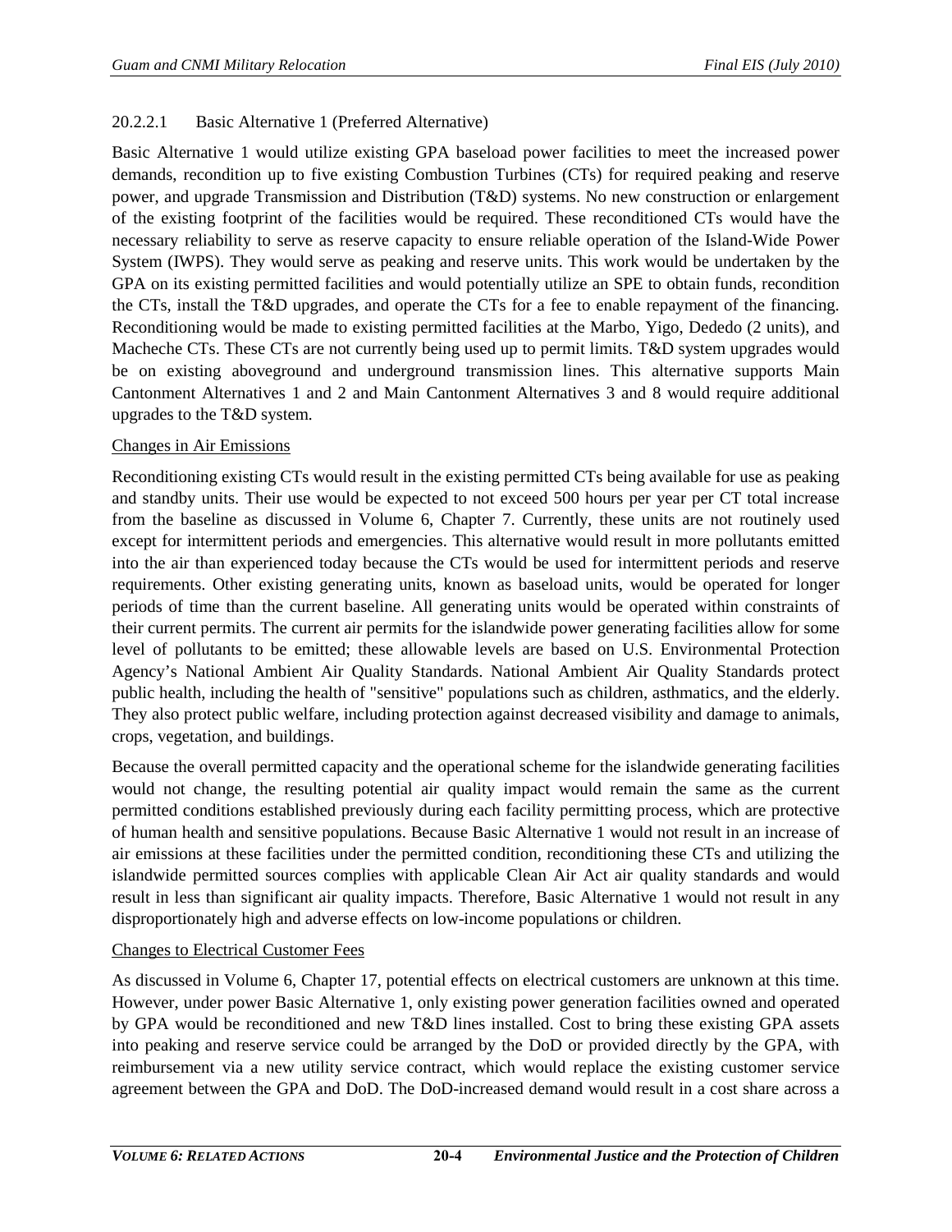#### 20.2.2.1 Basic Alternative 1 (Preferred Alternative)

Basic Alternative 1 would utilize existing GPA baseload power facilities to meet the increased power demands, recondition up to five existing Combustion Turbines (CTs) for required peaking and reserve power, and upgrade Transmission and Distribution (T&D) systems. No new construction or enlargement of the existing footprint of the facilities would be required. These reconditioned CTs would have the necessary reliability to serve as reserve capacity to ensure reliable operation of the Island-Wide Power System (IWPS). They would serve as peaking and reserve units. This work would be undertaken by the GPA on its existing permitted facilities and would potentially utilize an SPE to obtain funds, recondition the CTs, install the T&D upgrades, and operate the CTs for a fee to enable repayment of the financing. Reconditioning would be made to existing permitted facilities at the Marbo, Yigo, Dededo (2 units), and Macheche CTs. These CTs are not currently being used up to permit limits. T&D system upgrades would be on existing aboveground and underground transmission lines. This alternative supports Main Cantonment Alternatives 1 and 2 and Main Cantonment Alternatives 3 and 8 would require additional upgrades to the T&D system.

Changes in Air Emissions

Reconditioning existing CTs would result in the existing permitted CTs being available for use as peaking and standby units. Their use would be expected to not exceed 500 hours per year per CT total increase from the baseline as discussed in Volume 6, Chapter 7. Currently, these units are not routinely used except for intermittent periods and emergencies. This alternative would result in more pollutants emitted into the air than experienced today because the CTs would be used for intermittent periods and reserve requirements. Other existing generating units, known as baseload units, would be operated for longer periods of time than the current baseline. All generating units would be operated within constraints of their current permits. The current air permits for the islandwide power generating facilities allow for some level of pollutants to be emitted; these allowable levels are based on U.S. Environmental Protection Agency's National Ambient Air Quality Standards. National Ambient Air Quality Standards protect public health, including the health of "sensitive" populations such as children, asthmatics, and the elderly. They also protect public welfare, including protection against decreased visibility and damage to animals, crops, vegetation, and buildings.

Because the overall permitted capacity and the operational scheme for the islandwide generating facilities would not change, the resulting potential air quality impact would remain the same as the current permitted conditions established previously during each facility permitting process, which are protective of human health and sensitive populations. Because Basic Alternative 1 would not result in an increase of air emissions at these facilities under the permitted condition, reconditioning these CTs and utilizing the islandwide permitted sources complies with applicable Clean Air Act air quality standards and would result in less than significant air quality impacts. Therefore, Basic Alternative 1 would not result in any disproportionately high and adverse effects on low-income populations or children.

Changes to Electrical Customer Fees

As discussed in Volume 6, Chapter 17, potential effects on electrical customers are unknown at this time. However, under power Basic Alternative 1, only existing power generation facilities owned and operated by GPA would be reconditioned and new T&D lines installed. Cost to bring these existing GPA assets into peaking and reserve service could be arranged by the DoD or provided directly by the GPA, with reimbursement via a new utility service contract, which would replace the existing customer service agreement between the GPA and DoD. The DoD-increased demand would result in a cost share across a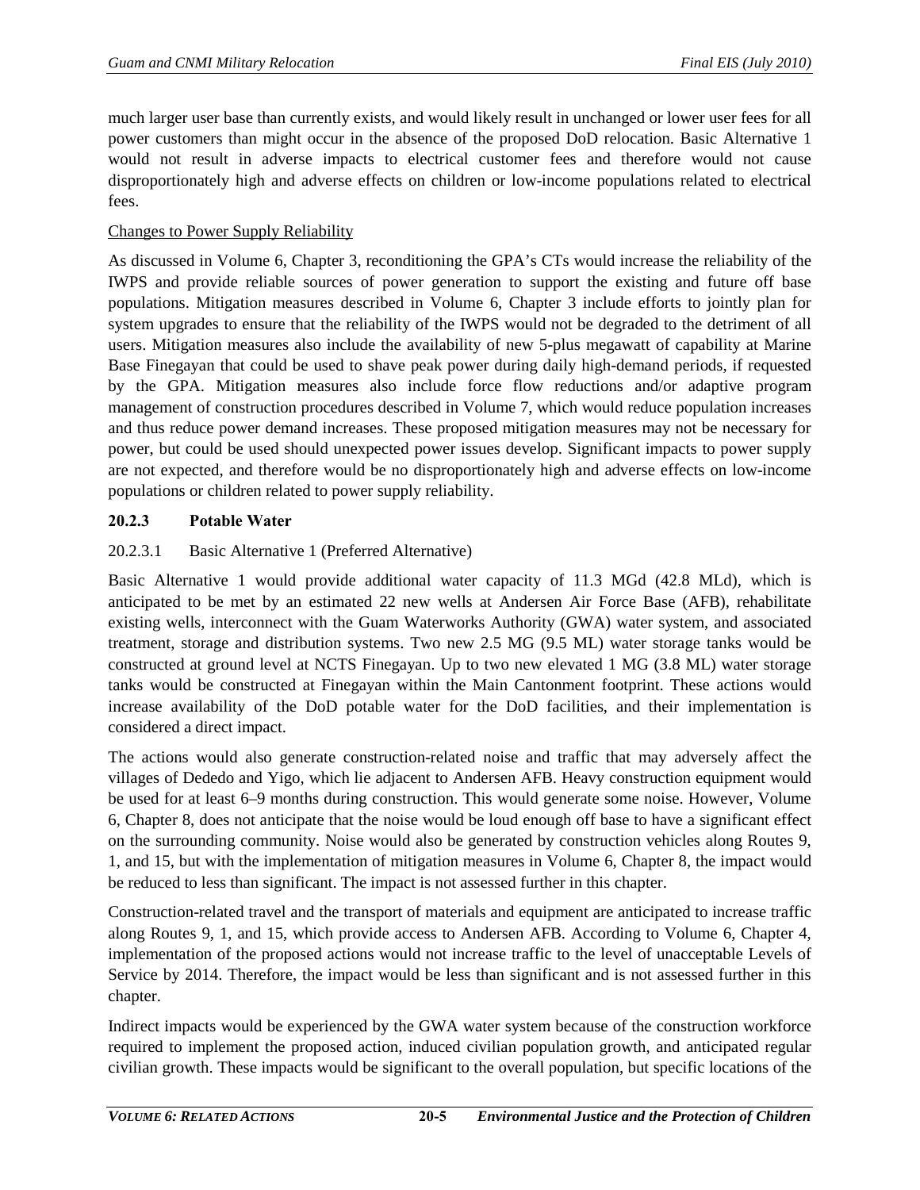much larger user base than currently exists, and would likely result in unchanged or lower user fees for all power customers than might occur in the absence of the proposed DoD relocation. Basic Alternative 1 would not result in adverse impacts to electrical customer fees and therefore would not cause disproportionately high and adverse effects on children or low-income populations related to electrical fees.

Changes to Power Supply Reliability

As discussed in Volume 6, Chapter 3, reconditioning the GPA's CTs would increase the reliability of the IWPS and provide reliable sources of power generation to support the existing and future off base populations. Mitigation measures described in Volume 6, Chapter 3 include efforts to jointly plan for system upgrades to ensure that the reliability of the IWPS would not be degraded to the detriment of all users. Mitigation measures also include the availability of new 5-plus megawatt of capability at Marine Base Finegayan that could be used to shave peak power during daily high-demand periods, if requested by the GPA. Mitigation measures also include force flow reductions and/or adaptive program management of construction procedures described in Volume 7, which would reduce population increases and thus reduce power demand increases. These proposed mitigation measures may not be necessary for power, but could be used should unexpected power issues develop. Significant impacts to power supply are not expected, and therefore would be no disproportionately high and adverse effects on low-income populations or children related to power supply reliability.

### 20.2.3 Potable Water

#### 20.2.3.1 Basic Alternative 1 (Preferred Alternative)

Basic Alternative 1 would provide additional water capacity of 11.3 MGd (42.8 MLd), which is anticipated to be met by an estimated 22 new wells at Andersen Air Force Base (AFB), rehabilitate existing wells, interconnect with the Guam Waterworks Authority (GWA) water system, and associated treatment, storage and distribution systems. Two new 2.5 MG (9.5 ML) water storage tanks would be constructed at ground level at NCTS Finegayan. Up to two new elevated 1 MG (3.8 ML) water storage tanks would be constructed at Finegayan within the Main Cantonment footprint. These actions would increase availability of the DoD potable water for the DoD facilities, and their implementation is considered a direct impact.

The actions would also generate construction-related noise and traffic that may adversely affect the villages of Dededo and Yigo, which lie adjacent to Andersen AFB. Heavy construction equipment would be used for at least 6–9 months during construction. This would generate some noise. However, Volume 6, Chapter 8, does not anticipate that the noise would be loud enough off base to have a significant effect on the surrounding community. Noise would also be generated by construction vehicles along Routes 9, 1, and 15, but with the implementation of mitigation measures in Volume 6, Chapter 8, the impact would be reduced to less than significant. The impact is not assessed further in this chapter.

Construction-related travel and the transport of materials and equipment are anticipated to increase traffic along Routes 9, 1, and 15, which provide access to Andersen AFB. According to Volume 6, Chapter 4, implementation of the proposed actions would not increase traffic to the level of unacceptable Levels of Service by 2014. Therefore, the impact would be less than significant and is not assessed further in this chapter.

Indirect impacts would be experienced by the GWA water system because of the construction workforce required to implement the proposed action, induced civilian population growth, and anticipated regular civilian growth. These impacts would be significant to the overall population, but specific locations of the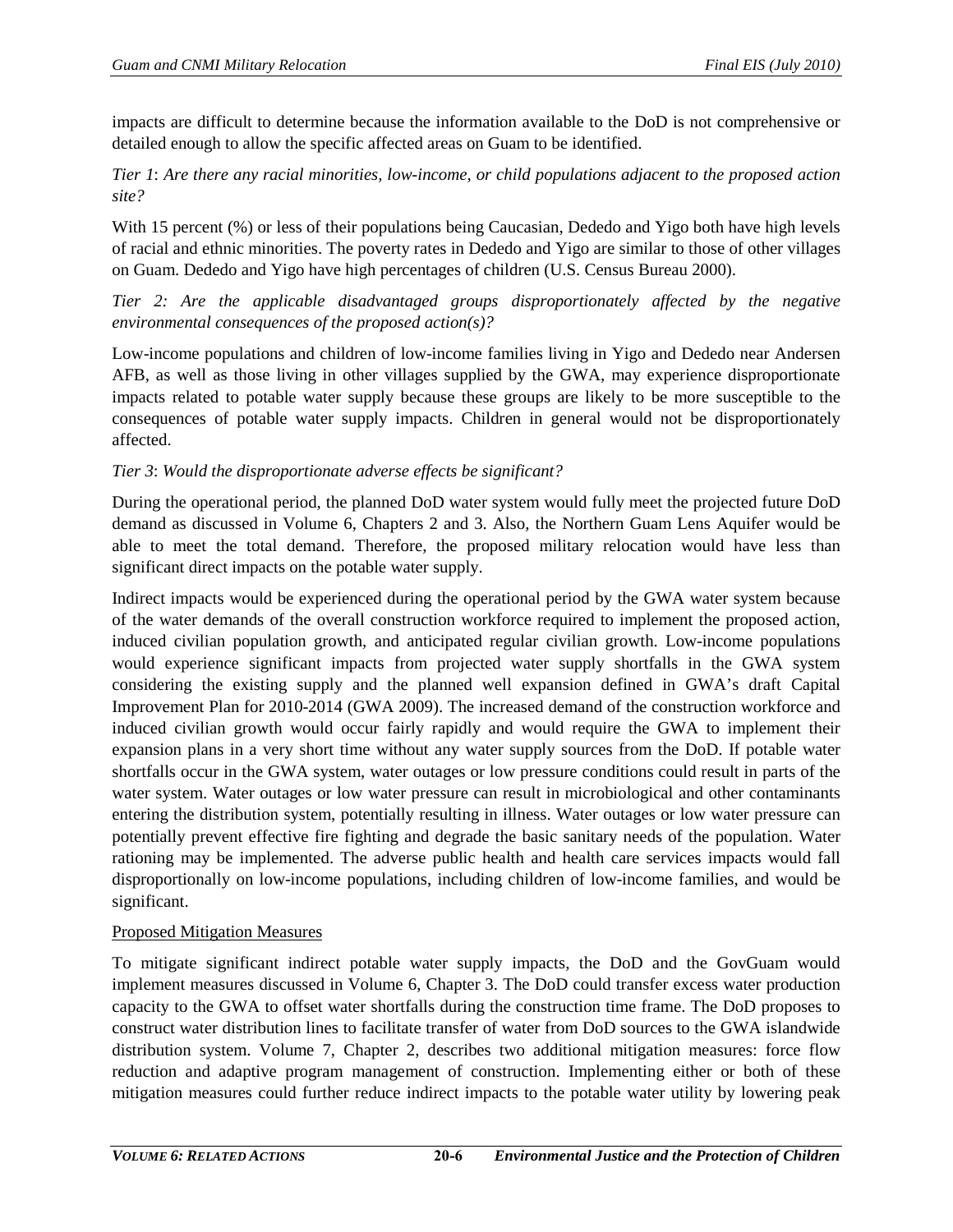impacts are difficult to determine because the information available to the DoD is not comprehensive or detailed enough to allow the specific affected areas on Guam to be identified.

*Tier 1*: *Are there any racial minorities, low-income, or child populations adjacent to the proposed action site?*

With 15 percent (%) or less of their populations being Caucasian, Dededo and Yigo both have high levels of racial and ethnic minorities. The poverty rates in Dededo and Yigo are similar to those of other villages on Guam. Dededo and Yigo have high percentages of children (U.S. Census Bureau 2000).

*Tier 2: Are the applicable disadvantaged groups disproportionately affected by the negative environmental consequences of the proposed action(s)?*

Low-income populations and children of low-income families living in Yigo and Dededo near Andersen AFB, as well as those living in other villages supplied by the GWA, may experience disproportionate impacts related to potable water supply because these groups are likely to be more susceptible to the consequences of potable water supply impacts. Children in general would not be disproportionately affected.

*Tier 3*: *Would the disproportionate adverse effects be significant?*

During the operational period, the planned DoD water system would fully meet the projected future DoD demand as discussed in Volume 6, Chapters 2 and 3. Also, the Northern Guam Lens Aquifer would be able to meet the total demand. Therefore, the proposed military relocation would have less than significant direct impacts on the potable water supply.

Indirect impacts would be experienced during the operational period by the GWA water system because of the water demands of the overall construction workforce required to implement the proposed action, induced civilian population growth, and anticipated regular civilian growth. Low-income populations would experience significant impacts from projected water supply shortfalls in the GWA system considering the existing supply and the planned well expansion defined in GWA's draft Capital Improvement Plan for 2010-2014 (GWA 2009). The increased demand of the construction workforce and induced civilian growth would occur fairly rapidly and would require the GWA to implement their expansion plans in a very short time without any water supply sources from the DoD. If potable water shortfalls occur in the GWA system, water outages or low pressure conditions could result in parts of the water system. Water outages or low water pressure can result in microbiological and other contaminants entering the distribution system, potentially resulting in illness. Water outages or low water pressure can potentially prevent effective fire fighting and degrade the basic sanitary needs of the population. Water rationing may be implemented. The adverse public health and health care services impacts would fall disproportionally on low-income populations, including children of low-income families, and would be significant.

Proposed Mitigation Measures

To mitigate significant indirect potable water supply impacts, the DoD and the GovGuam would implement measures discussed in Volume 6, Chapter 3. The DoD could transfer excess water production capacity to the GWA to offset water shortfalls during the construction time frame. The DoD proposes to construct water distribution lines to facilitate transfer of water from DoD sources to the GWA islandwide distribution system. Volume 7, Chapter 2, describes two additional mitigation measures: force flow reduction and adaptive program management of construction. Implementing either or both of these mitigation measures could further reduce indirect impacts to the potable water utility by lowering peak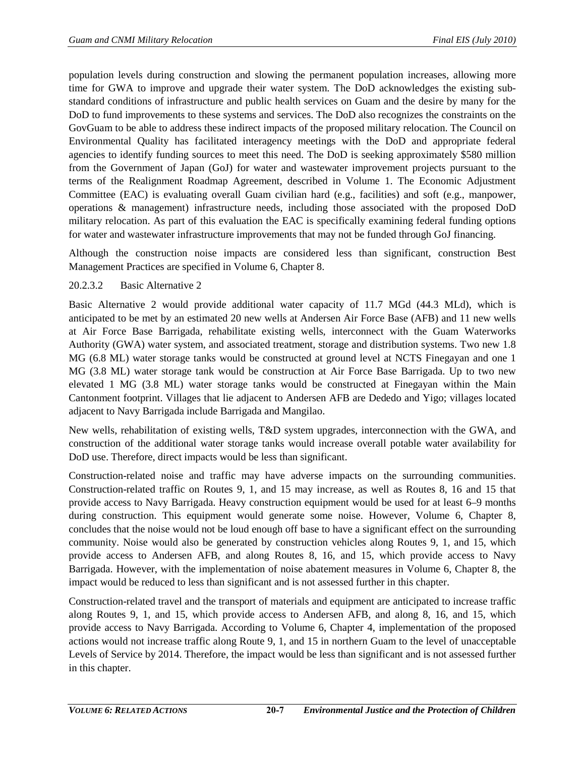population levels during construction and slowing the permanent population increases, allowing more time for GWA to improve and upgrade their water system. The DoD acknowledges the existing sub-standard conditions of infrastructure and public health services on Guam and the desire by many for the DoD to fund improvements to these systems and services. The DoD also recognizes the constraints on the GovGuam to be able to address these indirect impacts of the proposed military relocation. The Council on Environmental Quality has facilitated interagency meetings with the DoD and appropriate federal agencies to identify funding sources to meet this need. The DoD is seeking approximately $580 million from the Government of Japan (GoJ) for water and wastewater improvement projects pursuant to the terms of the Realignment Roadmap Agreement, described in Volume 1. The Economic Adjustment Committee (EAC) is evaluating overall Guam civilian hard (e.g., facilities) and soft (e.g., manpower, operations & management) infrastructure needs, including those associated with the proposed DoD military relocation. As part of this evaluation the EAC is specifically examining federal funding options for water and wastewater infrastructure improvements that may not be funded through GoJ financing.

Although the construction noise impacts are considered less than significant, construction Best Management Practices are specified in Volume 6, Chapter 8.

#### 20.2.3.2 Basic Alternative 2

Basic Alternative 2 would provide additional water capacity of 11.7 MGd (44.3 MLd), which is anticipated to be met by an estimated 20 new wells at Andersen Air Force Base (AFB) and 11 new wells at Air Force Base Barrigada, rehabilitate existing wells, interconnect with the Guam Waterworks Authority (GWA) water system, and associated treatment, storage and distribution systems. Two new 1.8 MG (6.8 ML) water storage tanks would be constructed at ground level at NCTS Finegayan and one 1 MG (3.8 ML) water storage tank would be construction at Air Force Base Barrigada. Up to two new elevated 1 MG (3.8 ML) water storage tanks would be constructed at Finegayan within the Main Cantonment footprint. Villages that lie adjacent to Andersen AFB are Dededo and Yigo; villages located adjacent to Navy Barrigada include Barrigada and Mangilao.

New wells, rehabilitation of existing wells, T&D system upgrades, interconnection with the GWA, and construction of the additional water storage tanks would increase overall potable water availability for DoD use. Therefore, direct impacts would be less than significant.

Construction-related noise and traffic may have adverse impacts on the surrounding communities. Construction-related traffic on Routes 9, 1, and 15 may increase, as well as Routes 8, 16 and 15 that provide access to Navy Barrigada. Heavy construction equipment would be used for at least 6–9 months during construction. This equipment would generate some noise. However, Volume 6, Chapter 8, concludes that the noise would not be loud enough off base to have a significant effect on the surrounding community. Noise would also be generated by construction vehicles along Routes 9, 1, and 15, which provide access to Andersen AFB, and along Routes 8, 16, and 15, which provide access to Navy Barrigada. However, with the implementation of noise abatement measures in Volume 6, Chapter 8, the impact would be reduced to less than significant and is not assessed further in this chapter.

Construction-related travel and the transport of materials and equipment are anticipated to increase traffic along Routes 9, 1, and 15, which provide access to Andersen AFB, and along 8, 16, and 15, which provide access to Navy Barrigada. According to Volume 6, Chapter 4, implementation of the proposed actions would not increase traffic along Route 9, 1, and 15 in northern Guam to the level of unacceptable Levels of Service by 2014. Therefore, the impact would be less than significant and is not assessed further in this chapter.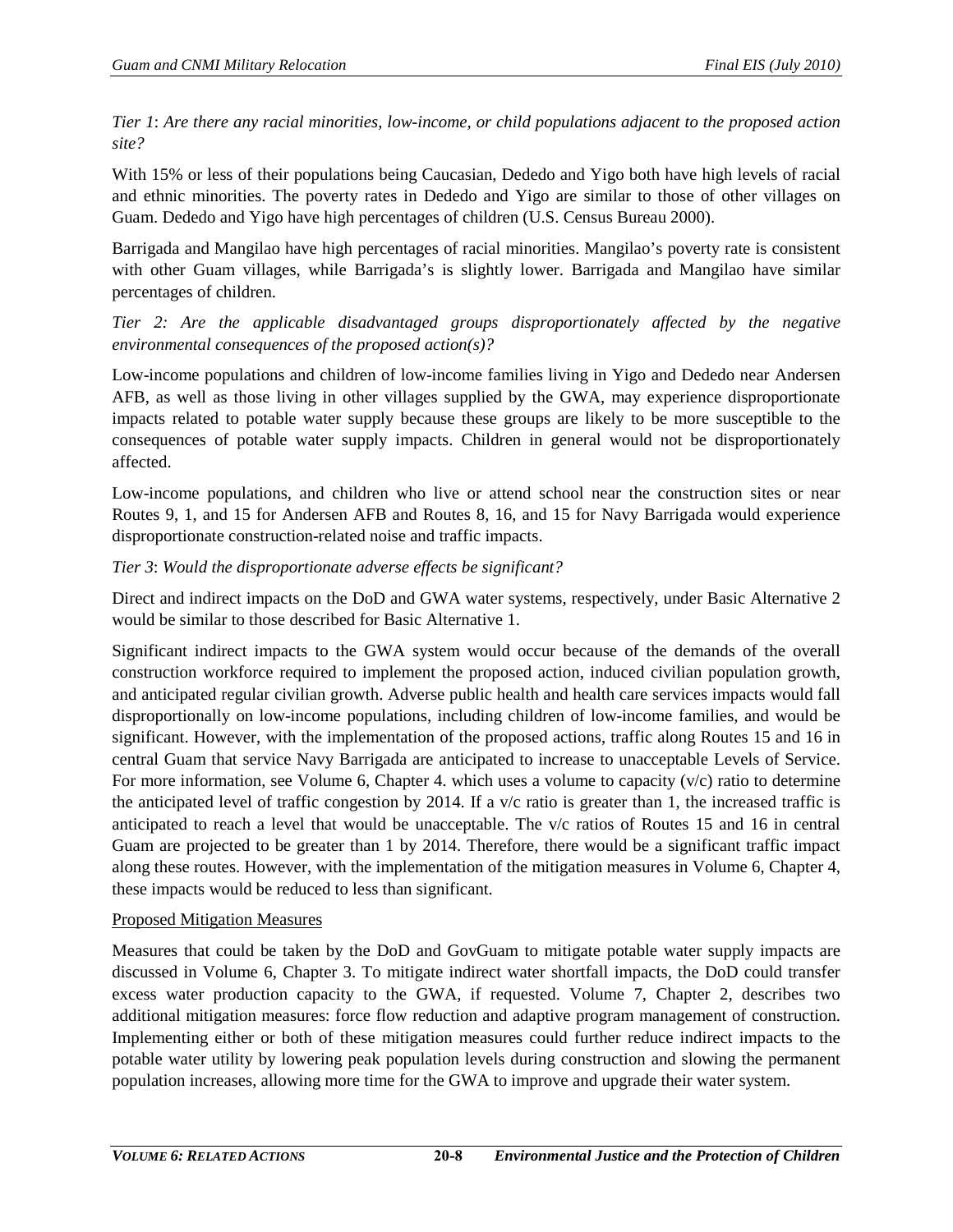*Tier 1*: *Are there any racial minorities, low-income, or child populations adjacent to the proposed action site?*

With 15% or less of their populations being Caucasian, Dededo and Yigo both have high levels of racial and ethnic minorities. The poverty rates in Dededo and Yigo are similar to those of other villages on Guam. Dededo and Yigo have high percentages of children (U.S. Census Bureau 2000).

Barrigada and Mangilao have high percentages of racial minorities. Mangilao's poverty rate is consistent with other Guam villages, while Barrigada's is slightly lower. Barrigada and Mangilao have similar percentages of children.

*Tier 2: Are the applicable disadvantaged groups disproportionately affected by the negative environmental consequences of the proposed action(s)?*

Low-income populations and children of low-income families living in Yigo and Dededo near Andersen AFB, as well as those living in other villages supplied by the GWA, may experience disproportionate impacts related to potable water supply because these groups are likely to be more susceptible to the consequences of potable water supply impacts. Children in general would not be disproportionately affected.

Low-income populations, and children who live or attend school near the construction sites or near Routes 9, 1, and 15 for Andersen AFB and Routes 8, 16, and 15 for Navy Barrigada would experience disproportionate construction-related noise and traffic impacts.

*Tier 3*: *Would the disproportionate adverse effects be significant?*

Direct and indirect impacts on the DoD and GWA water systems, respectively, under Basic Alternative 2 would be similar to those described for Basic Alternative 1.

Significant indirect impacts to the GWA system would occur because of the demands of the overall construction workforce required to implement the proposed action, induced civilian population growth, and anticipated regular civilian growth. Adverse public health and health care services impacts would fall disproportionally on low-income populations, including children of low-income families, and would be significant. However, with the implementation of the proposed actions, traffic along Routes 15 and 16 in central Guam that service Navy Barrigada are anticipated to increase to unacceptable Levels of Service. For more information, see Volume 6, Chapter 4. which uses a volume to capacity (v/c) ratio to determine the anticipated level of traffic congestion by 2014. If a v/c ratio is greater than 1, the increased traffic is anticipated to reach a level that would be unacceptable. The v/c ratios of Routes 15 and 16 in central Guam are projected to be greater than 1 by 2014. Therefore, there would be a significant traffic impact along these routes. However, with the implementation of the mitigation measures in Volume 6, Chapter 4, these impacts would be reduced to less than significant.

Proposed Mitigation Measures

Measures that could be taken by the DoD and GovGuam to mitigate potable water supply impacts are discussed in Volume 6, Chapter 3. To mitigate indirect water shortfall impacts, the DoD could transfer excess water production capacity to the GWA, if requested. Volume 7, Chapter 2, describes two additional mitigation measures: force flow reduction and adaptive program management of construction. Implementing either or both of these mitigation measures could further reduce indirect impacts to the potable water utility by lowering peak population levels during construction and slowing the permanent population increases, allowing more time for the GWA to improve and upgrade their water system.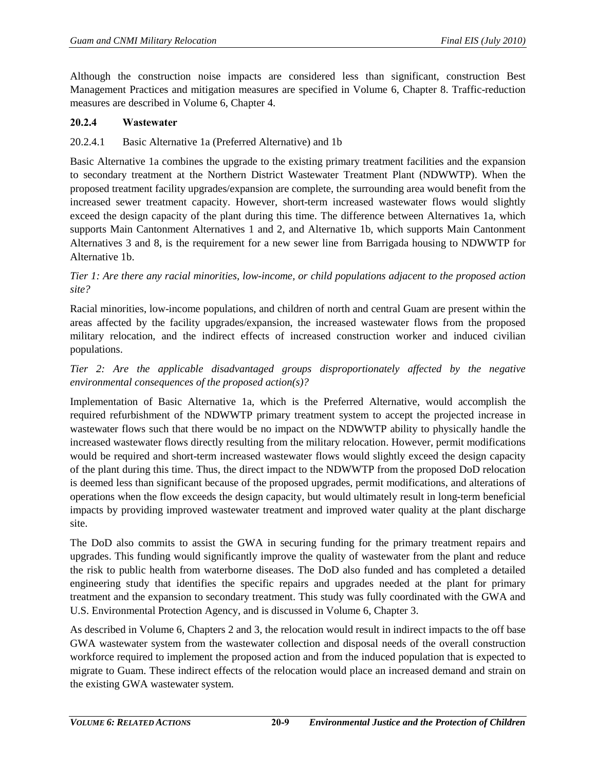Although the construction noise impacts are considered less than significant, construction Best Management Practices and mitigation measures are specified in Volume 6, Chapter 8. Traffic-reduction measures are described in Volume 6, Chapter 4.

### 20.2.4 Wastewater

#### 20.2.4.1 Basic Alternative 1a (Preferred Alternative) and 1b

Basic Alternative 1a combines the upgrade to the existing primary treatment facilities and the expansion to secondary treatment at the Northern District Wastewater Treatment Plant (NDWWTP). When the proposed treatment facility upgrades/expansion are complete, the surrounding area would benefit from the increased sewer treatment capacity. However, short-term increased wastewater flows would slightly exceed the design capacity of the plant during this time. The difference between Alternatives 1a, which supports Main Cantonment Alternatives 1 and 2, and Alternative 1b, which supports Main Cantonment Alternatives 3 and 8, is the requirement for a new sewer line from Barrigada housing to NDWWTP for Alternative 1b.

*Tier 1: Are there any racial minorities, low-income, or child populations adjacent to the proposed action site?*

Racial minorities, low-income populations, and children of north and central Guam are present within the areas affected by the facility upgrades/expansion, the increased wastewater flows from the proposed military relocation, and the indirect effects of increased construction worker and induced civilian populations.

*Tier 2: Are the applicable disadvantaged groups disproportionately affected by the negative environmental consequences of the proposed action(s)?*

Implementation of Basic Alternative 1a, which is the Preferred Alternative, would accomplish the required refurbishment of the NDWWTP primary treatment system to accept the projected increase in wastewater flows such that there would be no impact on the NDWWTP ability to physically handle the increased wastewater flows directly resulting from the military relocation. However, permit modifications would be required and short-term increased wastewater flows would slightly exceed the design capacity of the plant during this time. Thus, the direct impact to the NDWWTP from the proposed DoD relocation is deemed less than significant because of the proposed upgrades, permit modifications, and alterations of operations when the flow exceeds the design capacity, but would ultimately result in long-term beneficial impacts by providing improved wastewater treatment and improved water quality at the plant discharge site.

The DoD also commits to assist the GWA in securing funding for the primary treatment repairs and upgrades. This funding would significantly improve the quality of wastewater from the plant and reduce the risk to public health from waterborne diseases. The DoD also funded and has completed a detailed engineering study that identifies the specific repairs and upgrades needed at the plant for primary treatment and the expansion to secondary treatment. This study was fully coordinated with the GWA and U.S. Environmental Protection Agency, and is discussed in Volume 6, Chapter 3.

As described in Volume 6, Chapters 2 and 3, the relocation would result in indirect impacts to the off base GWA wastewater system from the wastewater collection and disposal needs of the overall construction workforce required to implement the proposed action and from the induced population that is expected to migrate to Guam. These indirect effects of the relocation would place an increased demand and strain on the existing GWA wastewater system.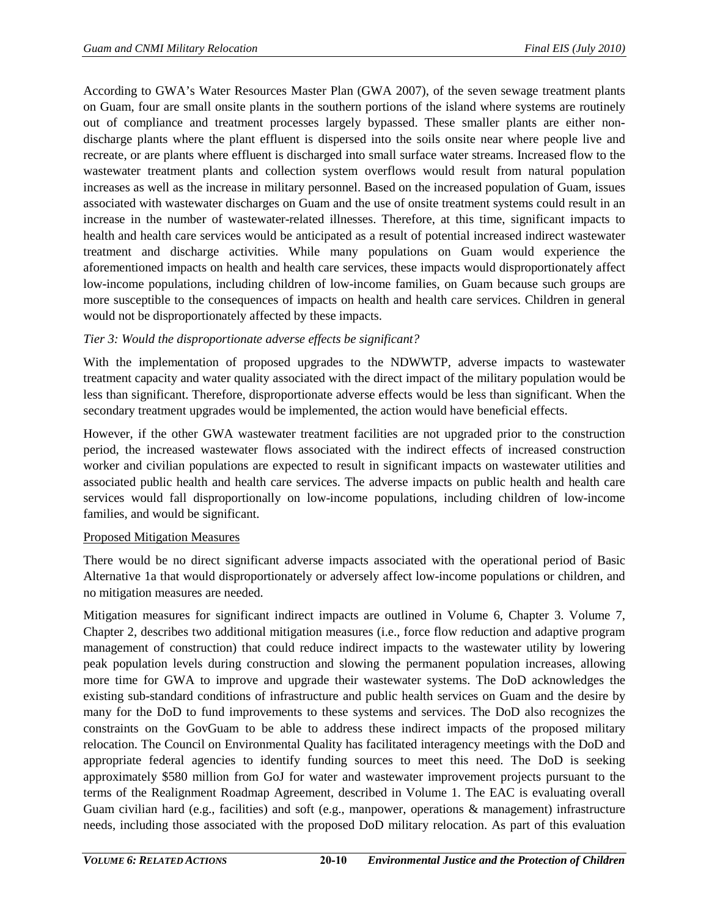According to GWA's Water Resources Master Plan (GWA 2007), of the seven sewage treatment plants on Guam, four are small onsite plants in the southern portions of the island where systems are routinely out of compliance and treatment processes largely bypassed. These smaller plants are either non-discharge plants where the plant effluent is dispersed into the soils onsite near where people live and recreate, or are plants where effluent is discharged into small surface water streams. Increased flow to the wastewater treatment plants and collection system overflows would result from natural population increases as well as the increase in military personnel. Based on the increased population of Guam, issues associated with wastewater discharges on Guam and the use of onsite treatment systems could result in an increase in the number of wastewater-related illnesses. Therefore, at this time, significant impacts to health and health care services would be anticipated as a result of potential increased indirect wastewater treatment and discharge activities. While many populations on Guam would experience the aforementioned impacts on health and health care services, these impacts would disproportionately affect low-income populations, including children of low-income families, on Guam because such groups are more susceptible to the consequences of impacts on health and health care services. Children in general would not be disproportionately affected by these impacts.

*Tier 3: Would the disproportionate adverse effects be significant?*

With the implementation of proposed upgrades to the NDWWTP, adverse impacts to wastewater treatment capacity and water quality associated with the direct impact of the military population would be less than significant. Therefore, disproportionate adverse effects would be less than significant. When the secondary treatment upgrades would be implemented, the action would have beneficial effects.

However, if the other GWA wastewater treatment facilities are not upgraded prior to the construction period, the increased wastewater flows associated with the indirect effects of increased construction worker and civilian populations are expected to result in significant impacts on wastewater utilities and associated public health and health care services. The adverse impacts on public health and health care services would fall disproportionally on low-income populations, including children of low-income families, and would be significant.

Proposed Mitigation Measures

There would be no direct significant adverse impacts associated with the operational period of Basic Alternative 1a that would disproportionately or adversely affect low-income populations or children, and no mitigation measures are needed.

Mitigation measures for significant indirect impacts are outlined in Volume 6, Chapter 3. Volume 7, Chapter 2, describes two additional mitigation measures (i.e., force flow reduction and adaptive program management of construction) that could reduce indirect impacts to the wastewater utility by lowering peak population levels during construction and slowing the permanent population increases, allowing more time for GWA to improve and upgrade their wastewater systems. The DoD acknowledges the existing sub-standard conditions of infrastructure and public health services on Guam and the desire by many for the DoD to fund improvements to these systems and services. The DoD also recognizes the constraints on the GovGuam to be able to address these indirect impacts of the proposed military relocation. The Council on Environmental Quality has facilitated interagency meetings with the DoD and appropriate federal agencies to identify funding sources to meet this need. The DoD is seeking approximately $580 million from GoJ for water and wastewater improvement projects pursuant to the terms of the Realignment Roadmap Agreement, described in Volume 1. The EAC is evaluating overall Guam civilian hard (e.g., facilities) and soft (e.g., manpower, operations & management) infrastructure needs, including those associated with the proposed DoD military relocation. As part of this evaluation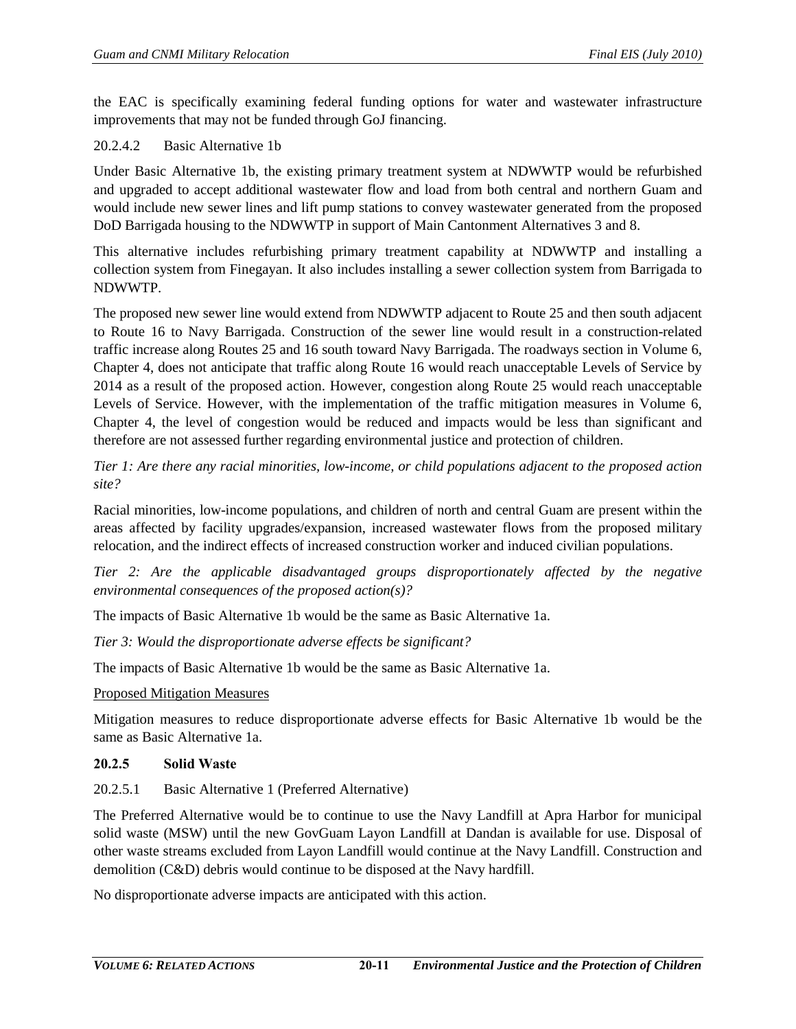the EAC is specifically examining federal funding options for water and wastewater infrastructure improvements that may not be funded through GoJ financing.

20.2.4.2 Basic Alternative 1b

Under Basic Alternative 1b, the existing primary treatment system at NDWWTP would be refurbished and upgraded to accept additional wastewater flow and load from both central and northern Guam and would include new sewer lines and lift pump stations to convey wastewater generated from the proposed DoD Barrigada housing to the NDWWTP in support of Main Cantonment Alternatives 3 and 8.

This alternative includes refurbishing primary treatment capability at NDWWTP and installing a collection system from Finegayan. It also includes installing a sewer collection system from Barrigada to NDWWTP.

The proposed new sewer line would extend from NDWWTP adjacent to Route 25 and then south adjacent to Route 16 to Navy Barrigada. Construction of the sewer line would result in a construction-related traffic increase along Routes 25 and 16 south toward Navy Barrigada. The roadways section in Volume 6, Chapter 4, does not anticipate that traffic along Route 16 would reach unacceptable Levels of Service by 2014 as a result of the proposed action. However, congestion along Route 25 would reach unacceptable Levels of Service. However, with the implementation of the traffic mitigation measures in Volume 6, Chapter 4, the level of congestion would be reduced and impacts would be less than significant and therefore are not assessed further regarding environmental justice and protection of children.

*Tier 1: Are there any racial minorities, low-income, or child populations adjacent to the proposed action site?*

Racial minorities, low-income populations, and children of north and central Guam are present within the areas affected by facility upgrades/expansion, increased wastewater flows from the proposed military relocation, and the indirect effects of increased construction worker and induced civilian populations.

*Tier 2: Are the applicable disadvantaged groups disproportionately affected by the negative environmental consequences of the proposed action(s)?*

The impacts of Basic Alternative 1b would be the same as Basic Alternative 1a.

*Tier 3: Would the disproportionate adverse effects be significant?*

The impacts of Basic Alternative 1b would be the same as Basic Alternative 1a.

Proposed Mitigation Measures

Mitigation measures to reduce disproportionate adverse effects for Basic Alternative 1b would be the same as Basic Alternative 1a.

### 20.2.5 Solid Waste

20.2.5.1 Basic Alternative 1 (Preferred Alternative)

The Preferred Alternative would be to continue to use the Navy Landfill at Apra Harbor for municipal solid waste (MSW) until the new GovGuam Layon Landfill at Dandan is available for use. Disposal of other waste streams excluded from Layon Landfill would continue at the Navy Landfill. Construction and demolition (C&D) debris would continue to be disposed at the Navy hardfill.

No disproportionate adverse impacts are anticipated with this action.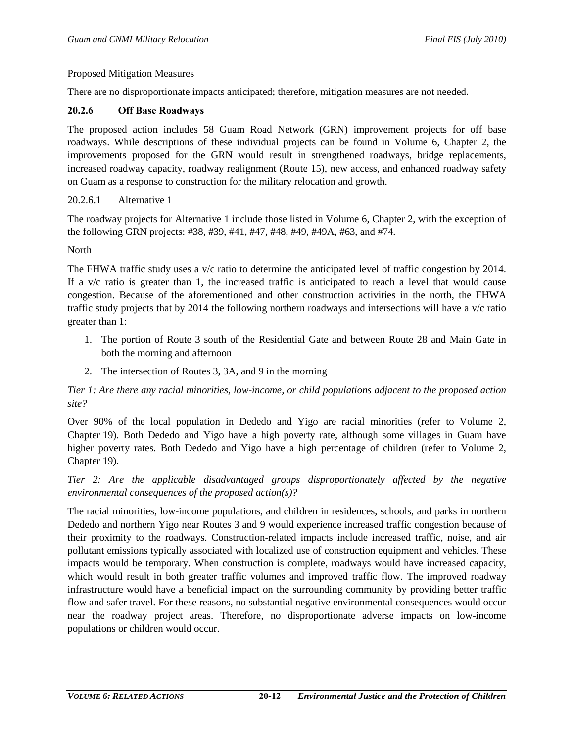Proposed Mitigation Measures

There are no disproportionate impacts anticipated; therefore, mitigation measures are not needed.

### 20.2.6 Off Base Roadways

The proposed action includes 58 Guam Road Network (GRN) improvement projects for off base roadways. While descriptions of these individual projects can be found in Volume 6, Chapter 2, the improvements proposed for the GRN would result in strengthened roadways, bridge replacements, increased roadway capacity, roadway realignment (Route 15), new access, and enhanced roadway safety on Guam as a response to construction for the military relocation and growth.

#### 20.2.6.1 Alternative 1

The roadway projects for Alternative 1 include those listed in Volume 6, Chapter 2, with the exception of the following GRN projects: #38, #39, #41, #47, #48, #49, #49A, #63, and #74.

North

The FHWA traffic study uses a v/c ratio to determine the anticipated level of traffic congestion by 2014. If a v/c ratio is greater than 1, the increased traffic is anticipated to reach a level that would cause congestion. Because of the aforementioned and other construction activities in the north, the FHWA traffic study projects that by 2014 the following northern roadways and intersections will have a v/c ratio greater than 1:

1. The portion of Route 3 south of the Residential Gate and between Route 28 and Main Gate in both the morning and afternoon
2. The intersection of Routes 3, 3A, and 9 in the morning

*Tier 1: Are there any racial minorities, low-income, or child populations adjacent to the proposed action site?*

Over 90% of the local population in Dededo and Yigo are racial minorities (refer to Volume 2, Chapter 19). Both Dededo and Yigo have a high poverty rate, although some villages in Guam have higher poverty rates. Both Dededo and Yigo have a high percentage of children (refer to Volume 2, Chapter 19).

*Tier 2: Are the applicable disadvantaged groups disproportionately affected by the negative environmental consequences of the proposed action(s)?*

The racial minorities, low-income populations, and children in residences, schools, and parks in northern Dededo and northern Yigo near Routes 3 and 9 would experience increased traffic congestion because of their proximity to the roadways. Construction-related impacts include increased traffic, noise, and air pollutant emissions typically associated with localized use of construction equipment and vehicles. These impacts would be temporary. When construction is complete, roadways would have increased capacity, which would result in both greater traffic volumes and improved traffic flow. The improved roadway infrastructure would have a beneficial impact on the surrounding community by providing better traffic flow and safer travel. For these reasons, no substantial negative environmental consequences would occur near the roadway project areas. Therefore, no disproportionate adverse impacts on low-income populations or children would occur.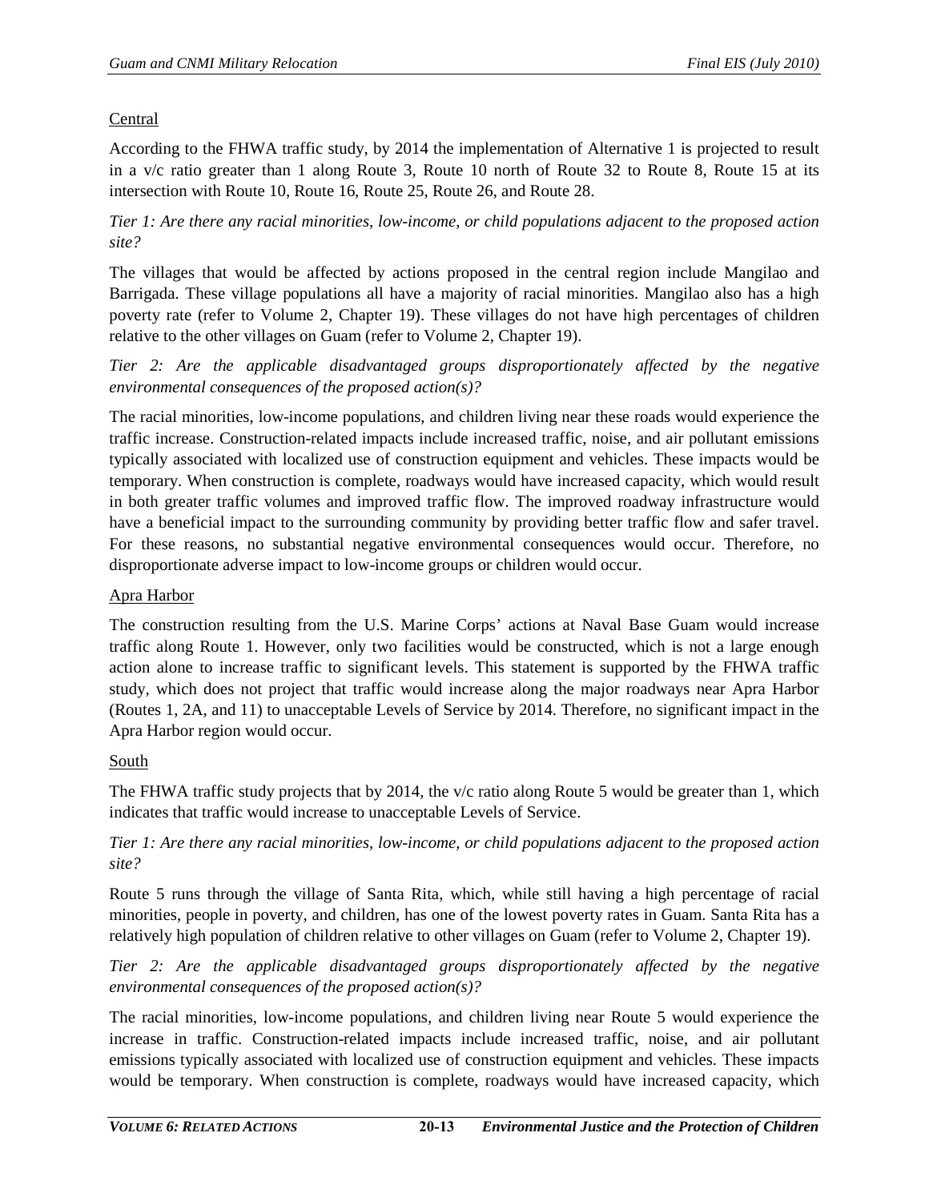Central

According to the FHWA traffic study, by 2014 the implementation of Alternative 1 is projected to result in a v/c ratio greater than 1 along Route 3, Route 10 north of Route 32 to Route 8, Route 15 at its intersection with Route 10, Route 16, Route 25, Route 26, and Route 28.

*Tier 1: Are there any racial minorities, low-income, or child populations adjacent to the proposed action site?*

The villages that would be affected by actions proposed in the central region include Mangilao and Barrigada. These village populations all have a majority of racial minorities. Mangilao also has a high poverty rate (refer to Volume 2, Chapter 19). These villages do not have high percentages of children relative to the other villages on Guam (refer to Volume 2, Chapter 19).

*Tier 2: Are the applicable disadvantaged groups disproportionately affected by the negative environmental consequences of the proposed action(s)?*

The racial minorities, low-income populations, and children living near these roads would experience the traffic increase. Construction-related impacts include increased traffic, noise, and air pollutant emissions typically associated with localized use of construction equipment and vehicles. These impacts would be temporary. When construction is complete, roadways would have increased capacity, which would result in both greater traffic volumes and improved traffic flow. The improved roadway infrastructure would have a beneficial impact to the surrounding community by providing better traffic flow and safer travel. For these reasons, no substantial negative environmental consequences would occur. Therefore, no disproportionate adverse impact to low-income groups or children would occur.

Apra Harbor

The construction resulting from the U.S. Marine Corps' actions at Naval Base Guam would increase traffic along Route 1. However, only two facilities would be constructed, which is not a large enough action alone to increase traffic to significant levels. This statement is supported by the FHWA traffic study, which does not project that traffic would increase along the major roadways near Apra Harbor (Routes 1, 2A, and 11) to unacceptable Levels of Service by 2014. Therefore, no significant impact in the Apra Harbor region would occur.

South

The FHWA traffic study projects that by 2014, the v/c ratio along Route 5 would be greater than 1, which indicates that traffic would increase to unacceptable Levels of Service.

*Tier 1: Are there any racial minorities, low-income, or child populations adjacent to the proposed action site?*

Route 5 runs through the village of Santa Rita, which, while still having a high percentage of racial minorities, people in poverty, and children, has one of the lowest poverty rates in Guam. Santa Rita has a relatively high population of children relative to other villages on Guam (refer to Volume 2, Chapter 19).

*Tier 2: Are the applicable disadvantaged groups disproportionately affected by the negative environmental consequences of the proposed action(s)?*

The racial minorities, low-income populations, and children living near Route 5 would experience the increase in traffic. Construction-related impacts include increased traffic, noise, and air pollutant emissions typically associated with localized use of construction equipment and vehicles. These impacts would be temporary. When construction is complete, roadways would have increased capacity, which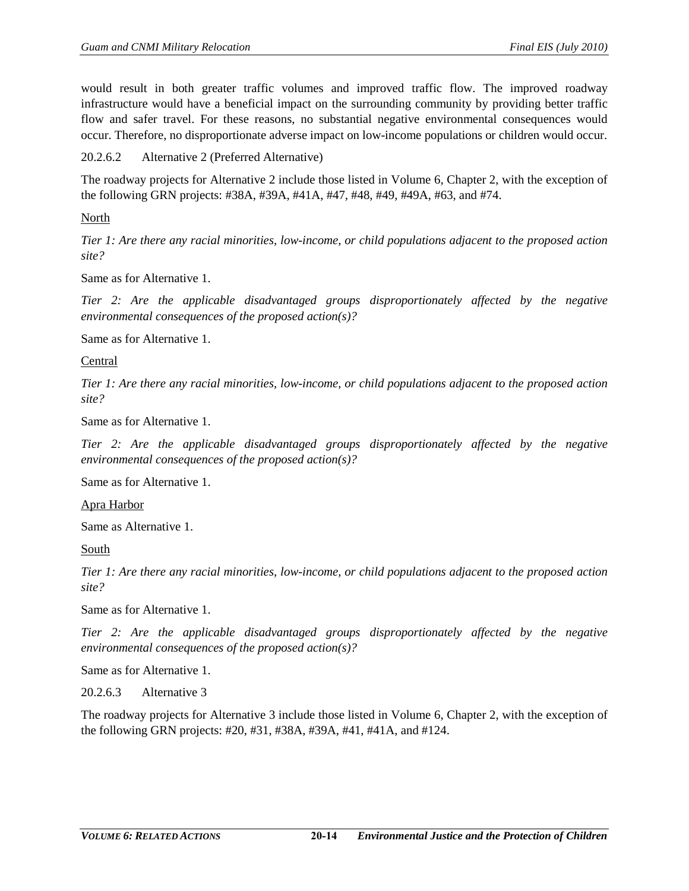would result in both greater traffic volumes and improved traffic flow. The improved roadway infrastructure would have a beneficial impact on the surrounding community by providing better traffic flow and safer travel. For these reasons, no substantial negative environmental consequences would occur. Therefore, no disproportionate adverse impact on low-income populations or children would occur.

#### 20.2.6.2 Alternative 2 (Preferred Alternative)

The roadway projects for Alternative 2 include those listed in Volume 6, Chapter 2, with the exception of the following GRN projects: #38A, #39A, #41A, #47, #48, #49, #49A, #63, and #74.

<u>North</u>

*Tier 1: Are there any racial minorities, low-income, or child populations adjacent to the proposed action site?*

Same as for Alternative 1.

*Tier 2: Are the applicable disadvantaged groups disproportionately affected by the negative environmental consequences of the proposed action(s)?*

Same as for Alternative 1.

<u>Central</u>

*Tier 1: Are there any racial minorities, low-income, or child populations adjacent to the proposed action site?*

Same as for Alternative 1.

*Tier 2: Are the applicable disadvantaged groups disproportionately affected by the negative environmental consequences of the proposed action(s)?*

Same as for Alternative 1.

<u>Apra Harbor</u>

Same as Alternative 1.

<u>South</u>

*Tier 1: Are there any racial minorities, low-income, or child populations adjacent to the proposed action site?*

Same as for Alternative 1.

*Tier 2: Are the applicable disadvantaged groups disproportionately affected by the negative environmental consequences of the proposed action(s)?*

Same as for Alternative 1.

#### 20.2.6.3 Alternative 3

The roadway projects for Alternative 3 include those listed in Volume 6, Chapter 2, with the exception of the following GRN projects: #20, #31, #38A, #39A, #41, #41A, and #124.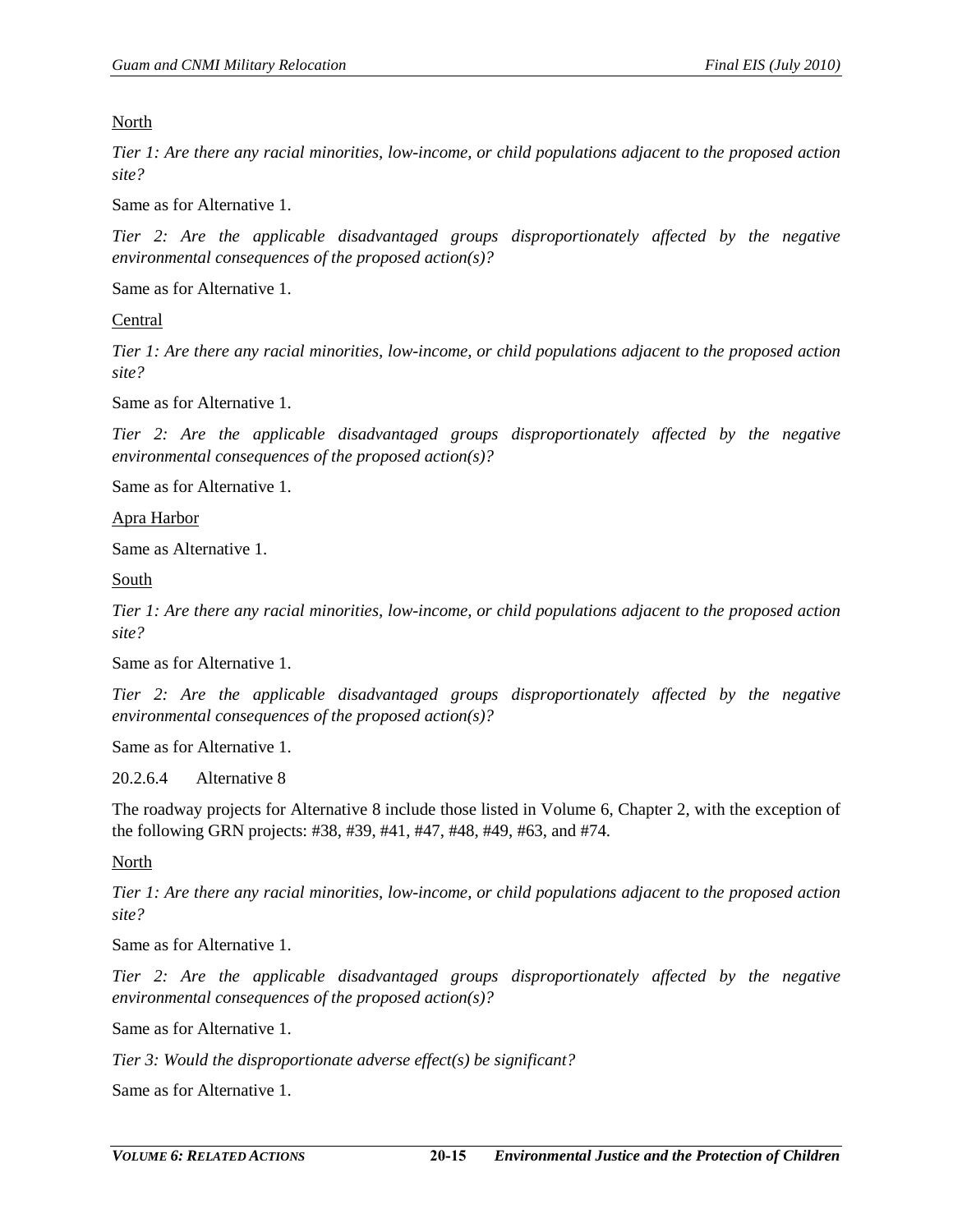North

*Tier 1: Are there any racial minorities, low-income, or child populations adjacent to the proposed action site?*

Same as for Alternative 1.

*Tier 2: Are the applicable disadvantaged groups disproportionately affected by the negative environmental consequences of the proposed action(s)?*

Same as for Alternative 1.

Central

*Tier 1: Are there any racial minorities, low-income, or child populations adjacent to the proposed action site?*

Same as for Alternative 1.

*Tier 2: Are the applicable disadvantaged groups disproportionately affected by the negative environmental consequences of the proposed action(s)?*

Same as for Alternative 1.

Apra Harbor

Same as Alternative 1.

South

*Tier 1: Are there any racial minorities, low-income, or child populations adjacent to the proposed action site?*

Same as for Alternative 1.

*Tier 2: Are the applicable disadvantaged groups disproportionately affected by the negative environmental consequences of the proposed action(s)?*

Same as for Alternative 1.

#### 20.2.6.4 Alternative 8

The roadway projects for Alternative 8 include those listed in Volume 6, Chapter 2, with the exception of the following GRN projects: #38, #39, #41, #47, #48, #49, #63, and #74.

North

*Tier 1: Are there any racial minorities, low-income, or child populations adjacent to the proposed action site?*

Same as for Alternative 1.

*Tier 2: Are the applicable disadvantaged groups disproportionately affected by the negative environmental consequences of the proposed action(s)?*

Same as for Alternative 1.

*Tier 3: Would the disproportionate adverse effect(s) be significant?*

Same as for Alternative 1.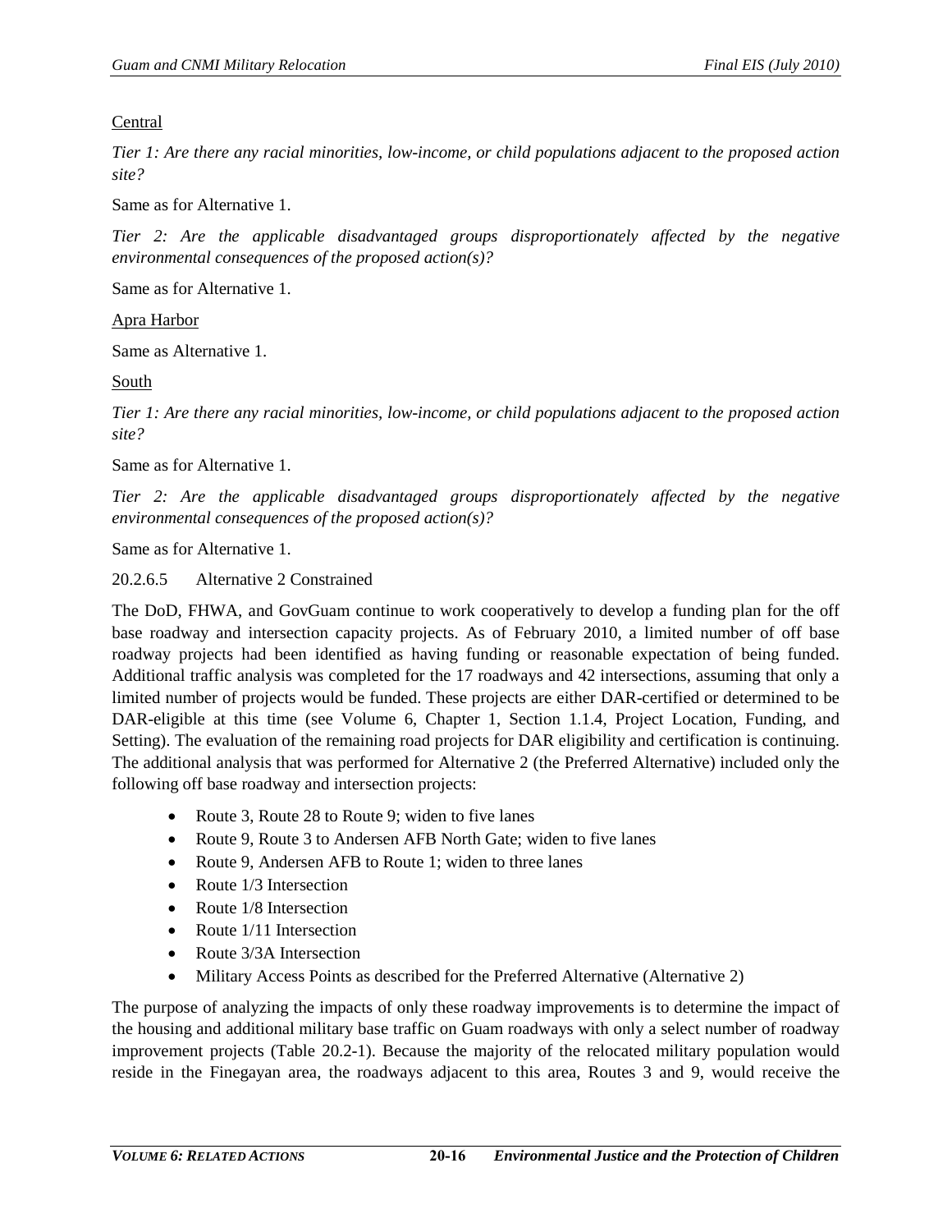Central

*Tier 1: Are there any racial minorities, low-income, or child populations adjacent to the proposed action site?*

Same as for Alternative 1.

*Tier 2: Are the applicable disadvantaged groups disproportionately affected by the negative environmental consequences of the proposed action(s)?*

Same as for Alternative 1.

Apra Harbor

Same as Alternative 1.

South

*Tier 1: Are there any racial minorities, low-income, or child populations adjacent to the proposed action site?*

Same as for Alternative 1.

*Tier 2: Are the applicable disadvantaged groups disproportionately affected by the negative environmental consequences of the proposed action(s)?*

Same as for Alternative 1.

#### 20.2.6.5 Alternative 2 Constrained

The DoD, FHWA, and GovGuam continue to work cooperatively to develop a funding plan for the off base roadway and intersection capacity projects. As of February 2010, a limited number of off base roadway projects had been identified as having funding or reasonable expectation of being funded. Additional traffic analysis was completed for the 17 roadways and 42 intersections, assuming that only a limited number of projects would be funded. These projects are either DAR-certified or determined to be DAR-eligible at this time (see Volume 6, Chapter 1, Section 1.1.4, Project Location, Funding, and Setting). The evaluation of the remaining road projects for DAR eligibility and certification is continuing. The additional analysis that was performed for Alternative 2 (the Preferred Alternative) included only the following off base roadway and intersection projects:

- Route 3, Route 28 to Route 9; widen to five lanes
- Route 9, Route 3 to Andersen AFB North Gate; widen to five lanes
- Route 9, Andersen AFB to Route 1; widen to three lanes
- Route 1/3 Intersection
- Route 1/8 Intersection
- Route 1/11 Intersection
- Route 3/3A Intersection
- Military Access Points as described for the Preferred Alternative (Alternative 2)

The purpose of analyzing the impacts of only these roadway improvements is to determine the impact of the housing and additional military base traffic on Guam roadways with only a select number of roadway improvement projects (Table 20.2-1). Because the majority of the relocated military population would reside in the Finegayan area, the roadways adjacent to this area, Routes 3 and 9, would receive the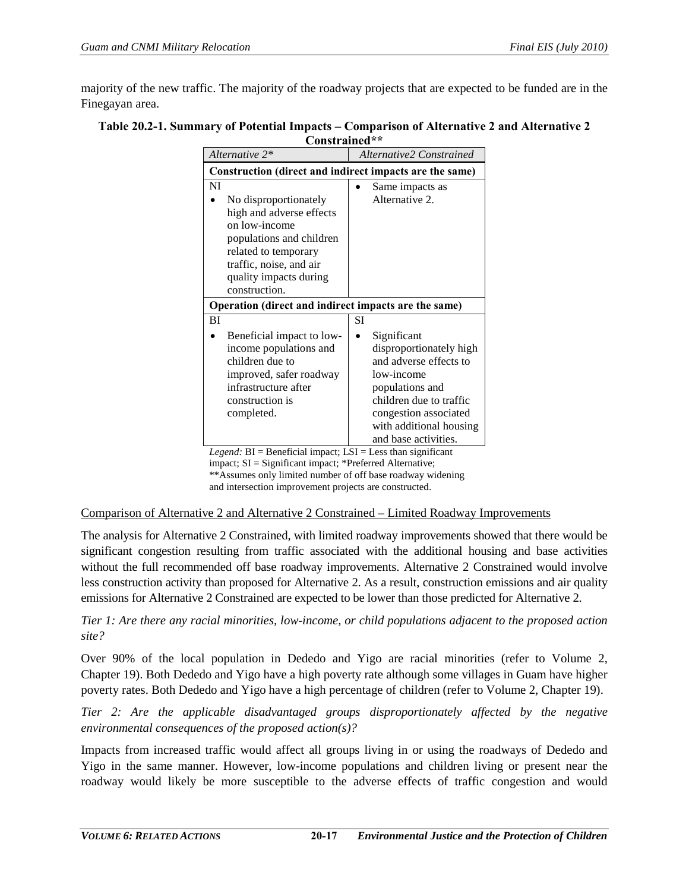majority of the new traffic. The majority of the roadway projects that are expected to be funded are in the Finegayan area.

**Table 20.2-1. Summary of Potential Impacts – Comparison of Alternative 2 and Alternative 2 Constrained****

| *Alternative 2** | *Alternative2 Constrained* |
|---|---|
| **Construction (direct and indirect impacts are the same)** | |
| NI<br>• No disproportionately high and adverse effects on low-income populations and children related to temporary traffic, noise, and air quality impacts during construction. | • Same impacts as Alternative 2. |
| **Operation (direct and indirect impacts are the same)** | |
| BI<br>• Beneficial impact to low-income populations and children due to improved, safer roadway infrastructure after construction is completed. | SI<br>• Significant disproportionately high and adverse effects to low-income populations and children due to traffic congestion associated with additional housing and base activities. |

*Legend:* BI = Beneficial impact; LSI = Less than significant impact; SI = Significant impact; *Preferred Alternative; **Assumes only limited number of off base roadway widening and intersection improvement projects are constructed.

Comparison of Alternative 2 and Alternative 2 Constrained – Limited Roadway Improvements

The analysis for Alternative 2 Constrained, with limited roadway improvements showed that there would be significant congestion resulting from traffic associated with the additional housing and base activities without the full recommended off base roadway improvements. Alternative 2 Constrained would involve less construction activity than proposed for Alternative 2. As a result, construction emissions and air quality emissions for Alternative 2 Constrained are expected to be lower than those predicted for Alternative 2.

*Tier 1: Are there any racial minorities, low-income, or child populations adjacent to the proposed action site?*

Over 90% of the local population in Dededo and Yigo are racial minorities (refer to Volume 2, Chapter 19). Both Dededo and Yigo have a high poverty rate although some villages in Guam have higher poverty rates. Both Dededo and Yigo have a high percentage of children (refer to Volume 2, Chapter 19).

*Tier 2: Are the applicable disadvantaged groups disproportionately affected by the negative environmental consequences of the proposed action(s)?*

Impacts from increased traffic would affect all groups living in or using the roadways of Dededo and Yigo in the same manner. However, low-income populations and children living or present near the roadway would likely be more susceptible to the adverse effects of traffic congestion and would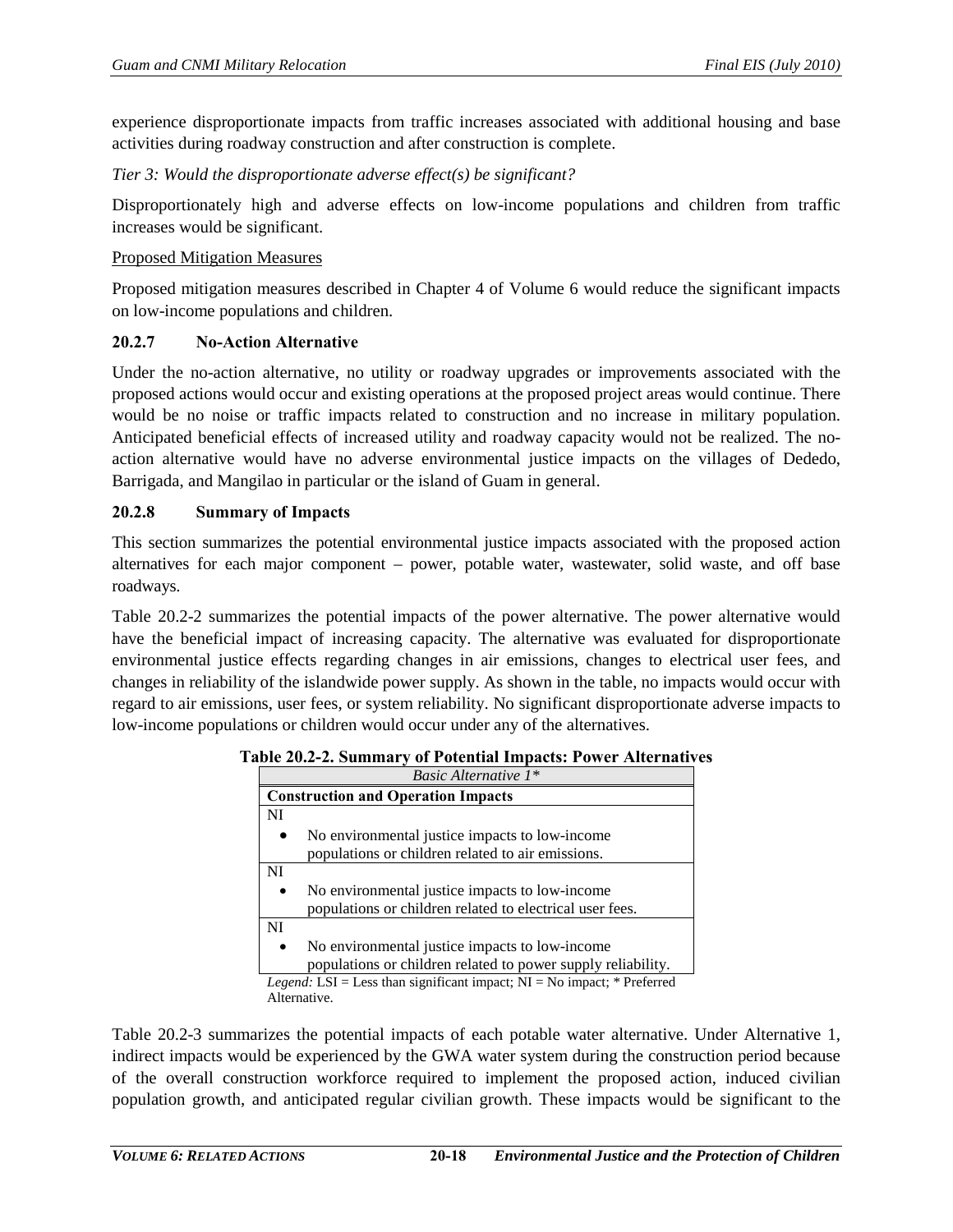experience disproportionate impacts from traffic increases associated with additional housing and base activities during roadway construction and after construction is complete.

*Tier 3: Would the disproportionate adverse effect(s) be significant?*

Disproportionately high and adverse effects on low-income populations and children from traffic increases would be significant.

Proposed Mitigation Measures

Proposed mitigation measures described in Chapter 4 of Volume 6 would reduce the significant impacts on low-income populations and children.

### 20.2.7 No-Action Alternative

Under the no-action alternative, no utility or roadway upgrades or improvements associated with the proposed actions would occur and existing operations at the proposed project areas would continue. There would be no noise or traffic impacts related to construction and no increase in military population. Anticipated beneficial effects of increased utility and roadway capacity would not be realized. The no-action alternative would have no adverse environmental justice impacts on the villages of Dededo, Barrigada, and Mangilao in particular or the island of Guam in general.

### 20.2.8 Summary of Impacts

This section summarizes the potential environmental justice impacts associated with the proposed action alternatives for each major component – power, potable water, wastewater, solid waste, and off base roadways.

Table 20.2-2 summarizes the potential impacts of the power alternative. The power alternative would have the beneficial impact of increasing capacity. The alternative was evaluated for disproportionate environmental justice effects regarding changes in air emissions, changes to electrical user fees, and changes in reliability of the islandwide power supply. As shown in the table, no impacts would occur with regard to air emissions, user fees, or system reliability. No significant disproportionate adverse impacts to low-income populations or children would occur under any of the alternatives.

**Table 20.2-2. Summary of Potential Impacts: Power Alternatives**

| *Basic Alternative 1\** |
|---|
| **Construction and Operation Impacts** |
| NI<br>• No environmental justice impacts to low-income populations or children related to air emissions. |
| NI<br>• No environmental justice impacts to low-income populations or children related to electrical user fees. |
| NI<br>• No environmental justice impacts to low-income populations or children related to power supply reliability. |

*Legend:* LSI = Less than significant impact; NI = No impact; * Preferred Alternative.

Table 20.2-3 summarizes the potential impacts of each potable water alternative. Under Alternative 1, indirect impacts would be experienced by the GWA water system during the construction period because of the overall construction workforce required to implement the proposed action, induced civilian population growth, and anticipated regular civilian growth. These impacts would be significant to the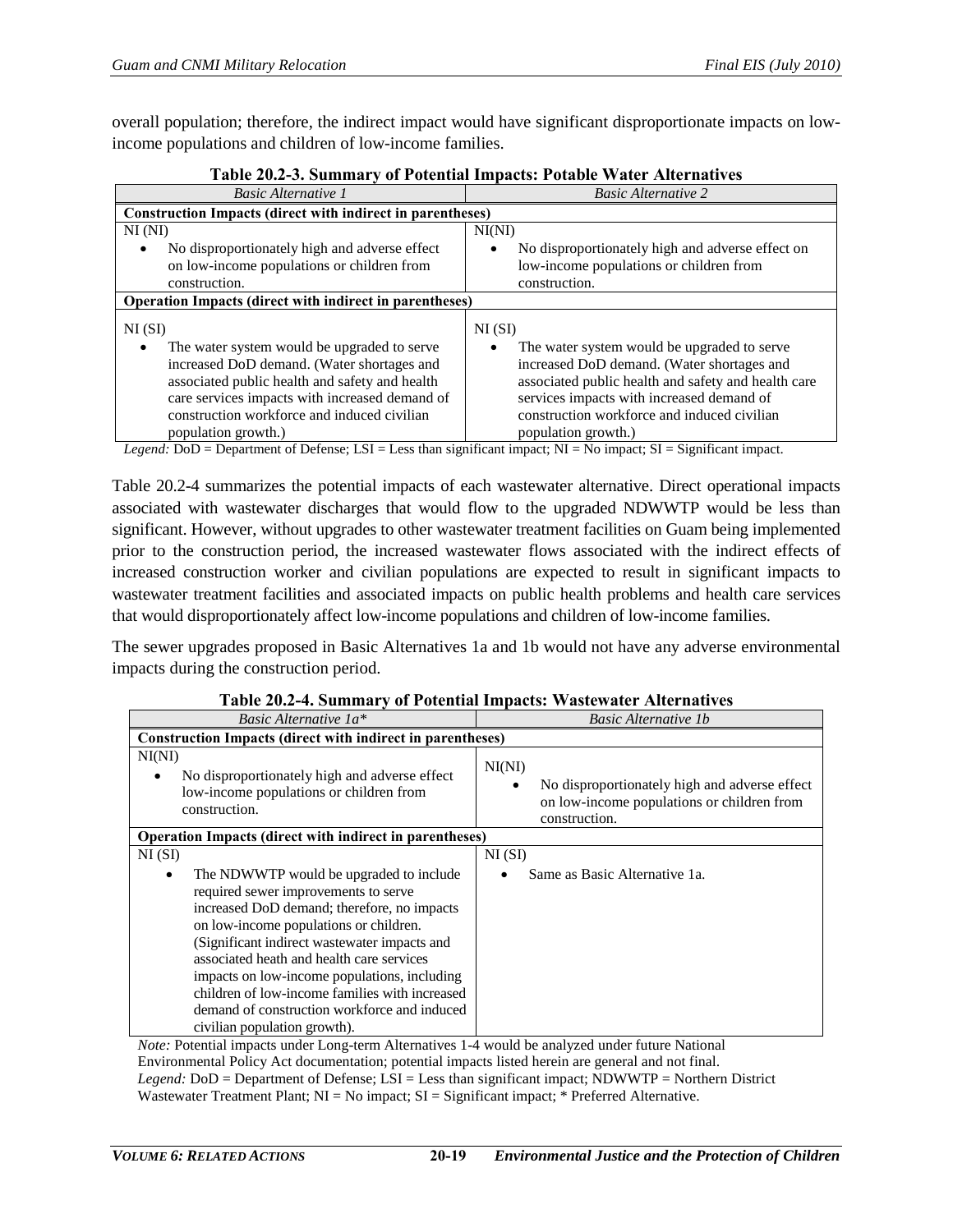overall population; therefore, the indirect impact would have significant disproportionate impacts on low-income populations and children of low-income families.

**Table 20.2-3. Summary of Potential Impacts: Potable Water Alternatives**

| *Basic Alternative 1* | *Basic Alternative 2* |
|---|---|
| **Construction Impacts (direct with indirect in parentheses)** | |
| NI (NI)<br>• No disproportionately high and adverse effect on low-income populations or children from construction. | NI(NI)<br>• No disproportionately high and adverse effect on low-income populations or children from construction. |
| **Operation Impacts (direct with indirect in parentheses)** | |
| NI (SI)<br>• The water system would be upgraded to serve increased DoD demand. (Water shortages and associated public health and safety and health care services impacts with increased demand of construction workforce and induced civilian population growth.) | NI (SI)<br>• The water system would be upgraded to serve increased DoD demand. (Water shortages and associated public health and safety and health care services impacts with increased demand of construction workforce and induced civilian population growth.) |

*Legend:* DoD = Department of Defense; LSI = Less than significant impact; NI = No impact; SI = Significant impact.

Table 20.2-4 summarizes the potential impacts of each wastewater alternative. Direct operational impacts associated with wastewater discharges that would flow to the upgraded NDWWTP would be less than significant. However, without upgrades to other wastewater treatment facilities on Guam being implemented prior to the construction period, the increased wastewater flows associated with the indirect effects of increased construction worker and civilian populations are expected to result in significant impacts to wastewater treatment facilities and associated impacts on public health problems and health care services that would disproportionately affect low-income populations and children of low-income families.

The sewer upgrades proposed in Basic Alternatives 1a and 1b would not have any adverse environmental impacts during the construction period.

**Table 20.2-4. Summary of Potential Impacts: Wastewater Alternatives**

| *Basic Alternative 1a\** | *Basic Alternative 1b* |
|---|---|
| **Construction Impacts (direct with indirect in parentheses)** | |
| NI(NI)<br>• No disproportionately high and adverse effect low-income populations or children from construction. | NI(NI)<br>• No disproportionately high and adverse effect on low-income populations or children from construction. |
| **Operation Impacts (direct with indirect in parentheses)** | |
| NI (SI)<br>• The NDWWTP would be upgraded to include required sewer improvements to serve increased DoD demand; therefore, no impacts on low-income populations or children. (Significant indirect wastewater impacts and associated heath and health care services impacts on low-income populations, including children of low-income families with increased demand of construction workforce and induced civilian population growth). | NI (SI)<br>• Same as Basic Alternative 1a. |

*Note:* Potential impacts under Long-term Alternatives 1-4 would be analyzed under future National Environmental Policy Act documentation; potential impacts listed herein are general and not final.
*Legend:* DoD = Department of Defense; LSI = Less than significant impact; NDWWTP = Northern District Wastewater Treatment Plant; NI = No impact; SI = Significant impact; * Preferred Alternative.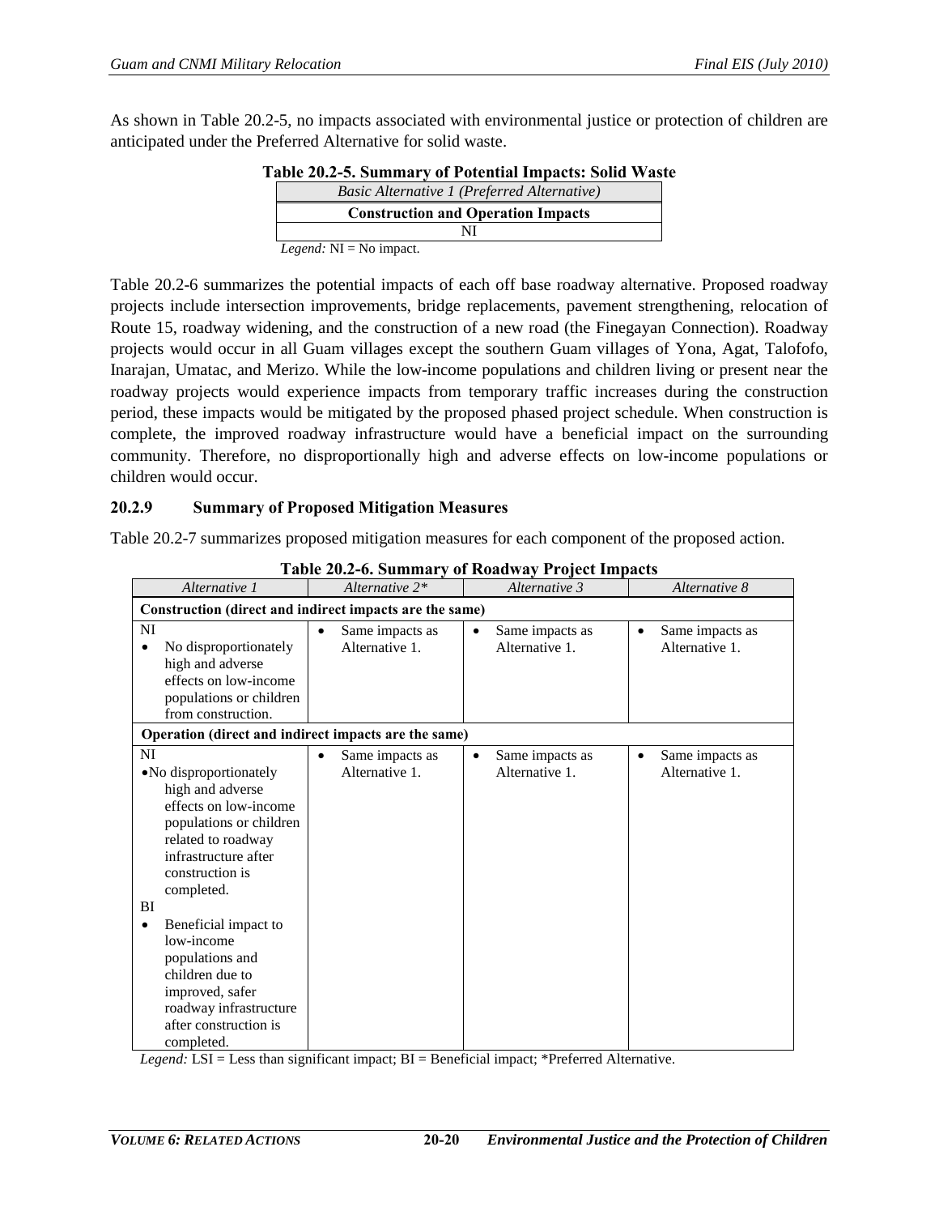As shown in Table 20.2-5, no impacts associated with environmental justice or protection of children are anticipated under the Preferred Alternative for solid waste.

**Table 20.2-5. Summary of Potential Impacts: Solid Waste**

| *Basic Alternative 1 (Preferred Alternative)* |
|---|
| **Construction and Operation Impacts** |
| NI |

*Legend:* NI = No impact.

Table 20.2-6 summarizes the potential impacts of each off base roadway alternative. Proposed roadway projects include intersection improvements, bridge replacements, pavement strengthening, relocation of Route 15, roadway widening, and the construction of a new road (the Finegayan Connection). Roadway projects would occur in all Guam villages except the southern Guam villages of Yona, Agat, Talofofo, Inarajan, Umatac, and Merizo. While the low-income populations and children living or present near the roadway projects would experience impacts from temporary traffic increases during the construction period, these impacts would be mitigated by the proposed phased project schedule. When construction is complete, the improved roadway infrastructure would have a beneficial impact on the surrounding community. Therefore, no disproportionally high and adverse effects on low-income populations or children would occur.

### 20.2.9 Summary of Proposed Mitigation Measures

Table 20.2-7 summarizes proposed mitigation measures for each component of the proposed action.

**Table 20.2-6. Summary of Roadway Project Impacts**

| *Alternative 1* | *Alternative 2\** | *Alternative 3* | *Alternative 8* |
|---|---|---|---|
| **Construction (direct and indirect impacts are the same)** | | | |
| NI<br>• No disproportionately high and adverse effects on low-income populations or children from construction. | • Same impacts as Alternative 1. | • Same impacts as Alternative 1. | • Same impacts as Alternative 1. |
| **Operation (direct and indirect impacts are the same)** | | | |
| NI<br>• No disproportionately high and adverse effects on low-income populations or children related to roadway infrastructure after construction is completed.<br>BI<br>• Beneficial impact to low-income populations and children due to improved, safer roadway infrastructure after construction is completed. | • Same impacts as Alternative 1. | • Same impacts as Alternative 1. | • Same impacts as Alternative 1. |

*Legend:* LSI = Less than significant impact; BI = Beneficial impact; \*Preferred Alternative.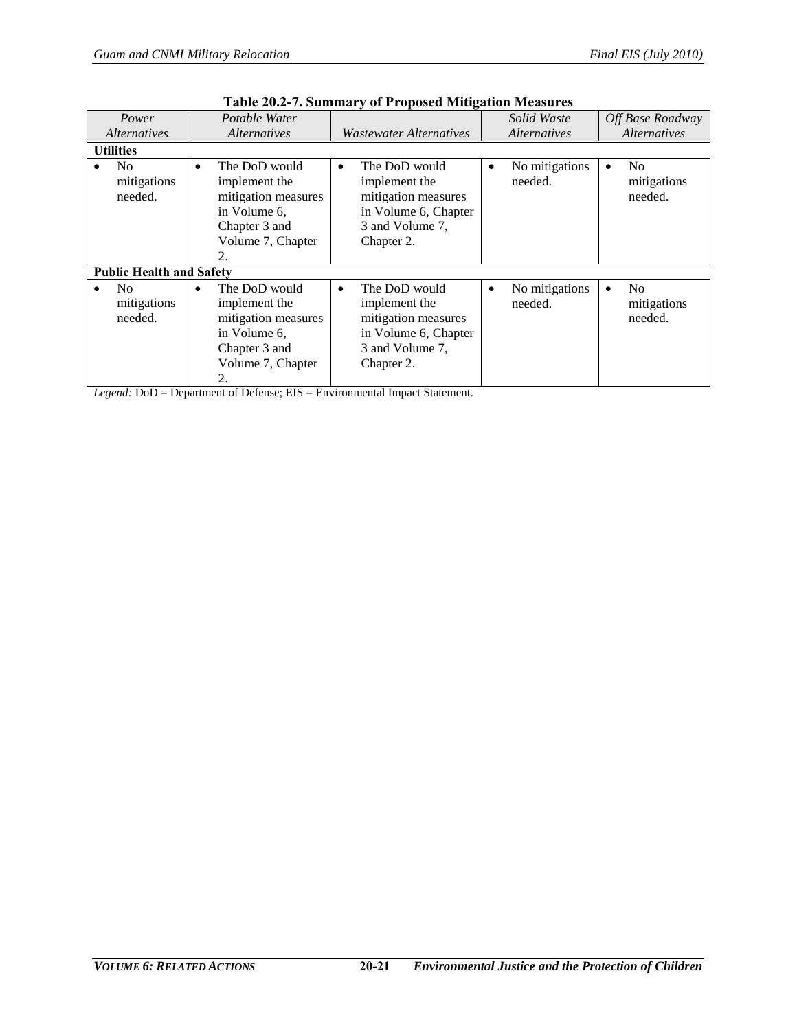**Table 20.2-7. Summary of Proposed Mitigation Measures**

| *Power Alternatives* | *Potable Water Alternatives* | *Wastewater Alternatives* | *Solid Waste Alternatives* | *Off Base Roadway Alternatives* |
|---|---|---|---|---|
| **Utilities** | | | | |
| • No mitigations needed. | • The DoD would implement the mitigation measures in Volume 6, Chapter 3 and Volume 7, Chapter 2. | • The DoD would implement the mitigation measures in Volume 6, Chapter 3 and Volume 7, Chapter 2. | • No mitigations needed. | • No mitigations needed. |
| **Public Health and Safety** | | | | |
| • No mitigations needed. | • The DoD would implement the mitigation measures in Volume 6, Chapter 3 and Volume 7, Chapter 2. | • The DoD would implement the mitigation measures in Volume 6, Chapter 3 and Volume 7, Chapter 2. | • No mitigations needed. | • No mitigations needed. |

*Legend:* DoD = Department of Defense; EIS = Environmental Impact Statement.